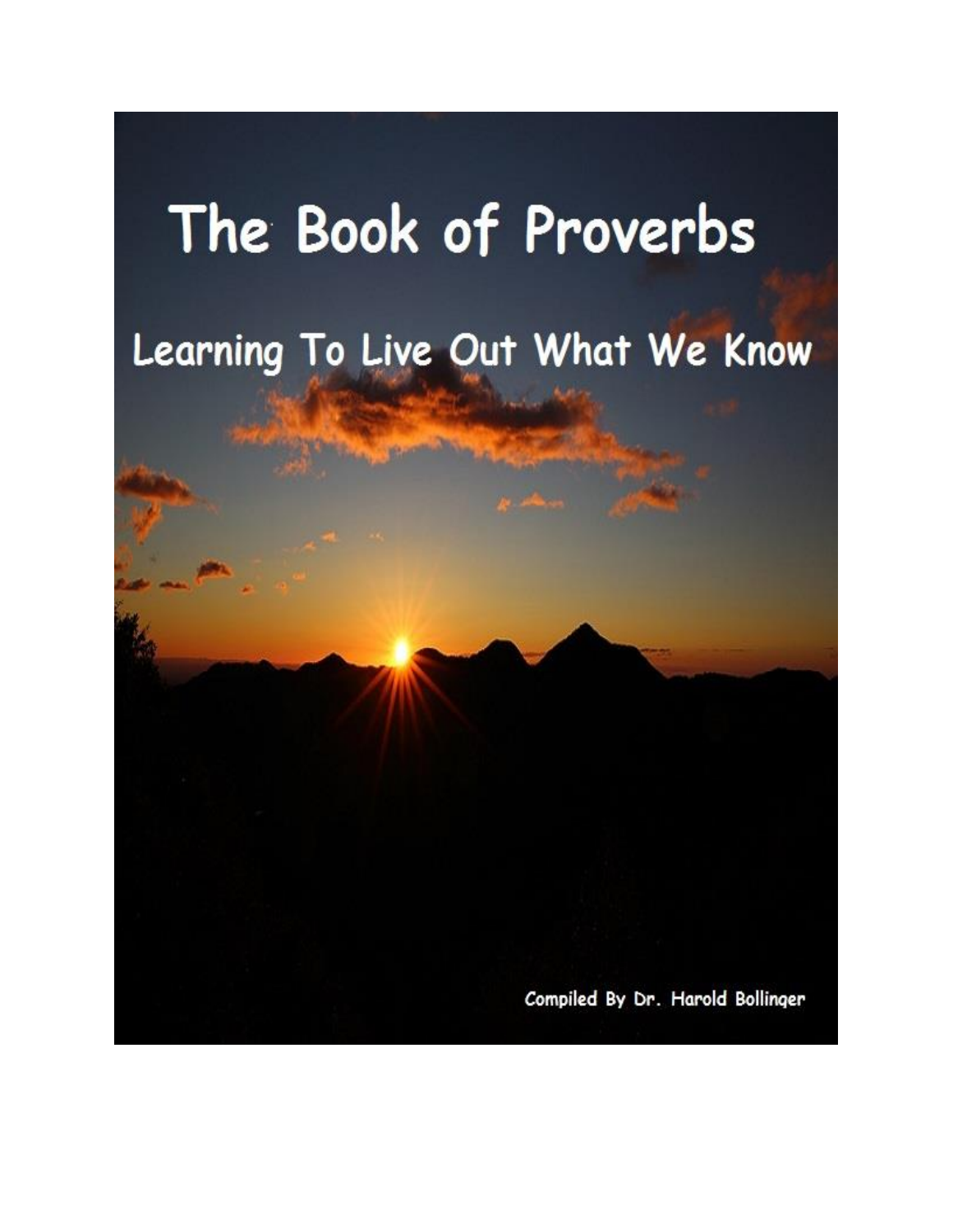# The Book of Proverbs

## Learning To Live Out What We Know

Compiled By Dr. Harold Bollinger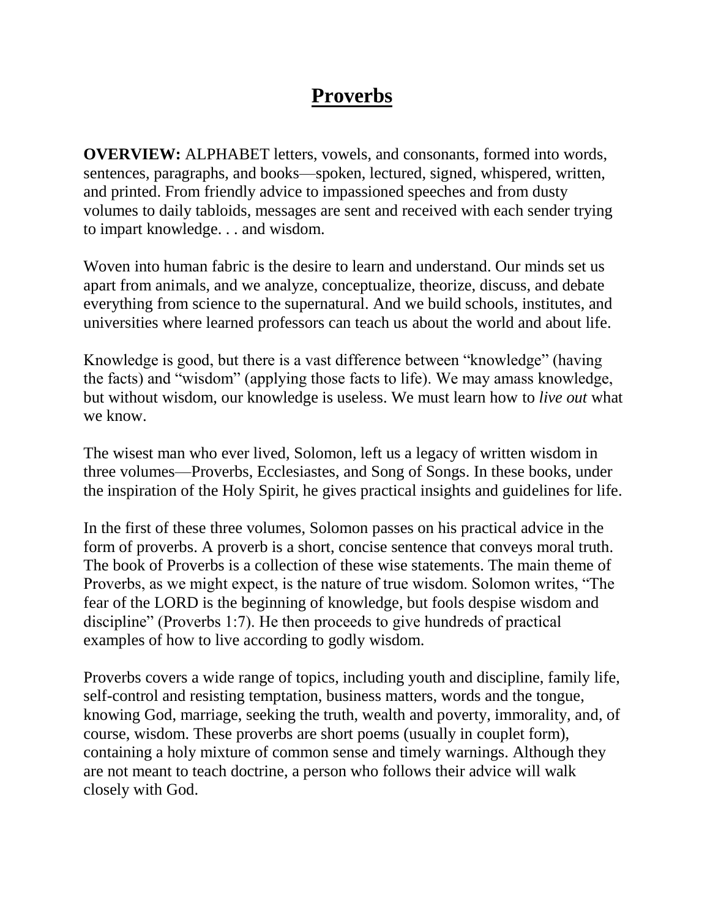# Proverbs

**OVERVIEW:** ALPHABET letters, vowels, and consonants, formed into words, sentences, paragraphs, and books—spoken, lectured, signed, whispered, written, and printed. From friendly advice to impassioned speeches and from dusty volumes to daily tabloids, messages are sent and received with each sender trying to impart knowledge. . . and wisdom.

Woven into human fabric is the desire to learn and understand. Our minds set us apart from animals, and we analyze, conceptualize, theorize, discuss, and debate everything from science to the supernatural. And we build schools, institutes, and universities where learned professors can teach us about the world and about life.

Knowledge is good, but there is a vast difference between "knowledge" (having the facts) and "wisdom" (applying those facts to life). We may amass knowledge, but without wisdom, our knowledge is useless. We must learn how to *live out* what we know.

The wisest man who ever lived, Solomon, left us a legacy of written wisdom in three volumes—Proverbs, Ecclesiastes, and Song of Songs. In these books, under the inspiration of the Holy Spirit, he gives practical insights and guidelines for life.

In the first of these three volumes, Solomon passes on his practical advice in the form of proverbs. A proverb is a short, concise sentence that conveys moral truth. The book of Proverbs is a collection of these wise statements. The main theme of Proverbs, as we might expect, is the nature of true wisdom. Solomon writes, "The fear of the LORD is the beginning of knowledge, but fools despise wisdom and discipline" (Proverbs 1:7). He then proceeds to give hundreds of practical examples of how to live according to godly wisdom.

Proverbs covers a wide range of topics, including youth and discipline, family life, self-control and resisting temptation, business matters, words and the tongue, knowing God, marriage, seeking the truth, wealth and poverty, immorality, and, of course, wisdom. These proverbs are short poems (usually in couplet form), containing a holy mixture of common sense and timely warnings. Although they are not meant to teach doctrine, a person who follows their advice will walk closely with God.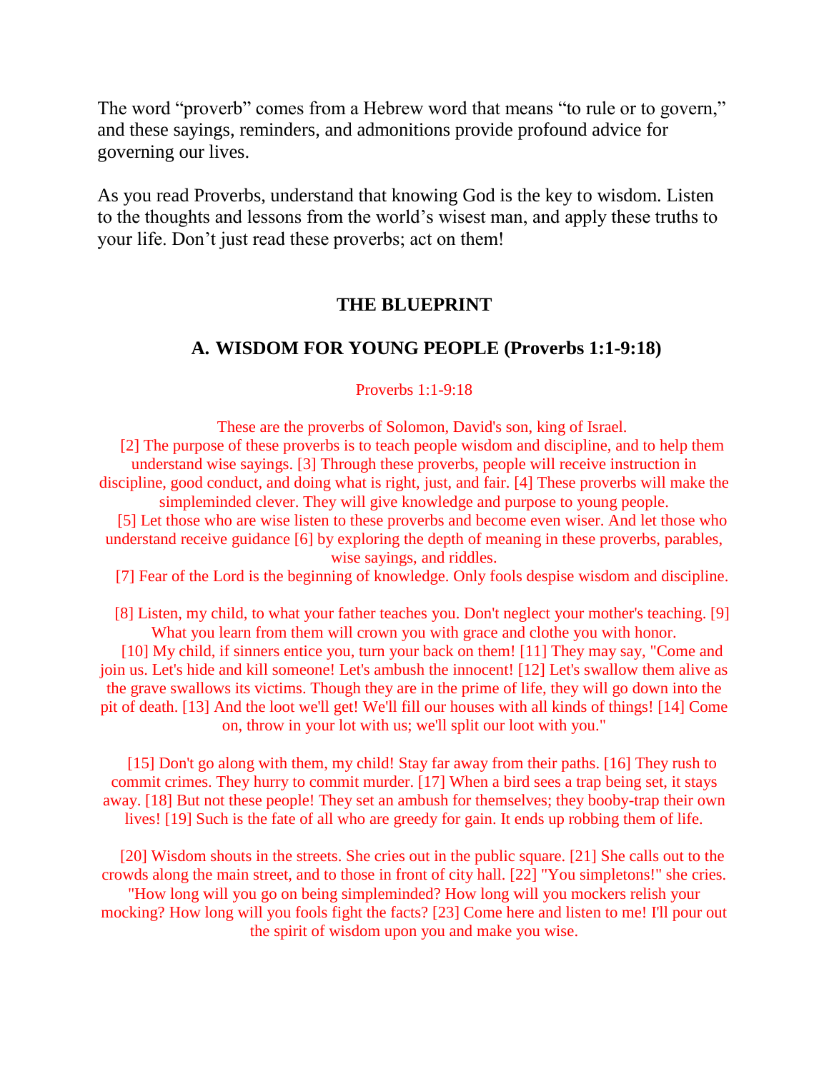The word “proverb” comes from a Hebrew word that means “to rule or to govern,” and these sayings, reminders, and admonitions provide profound advice for governing our lives.

As you read Proverbs, understand that knowing God is the key to wisdom. Listen to the thoughts and lessons from the world’s wisest man, and apply these truths to your life. Don’t just read these proverbs; act on them!

## THE BLUEPRINT

### A. WISDOM FOR YOUNG PEOPLE (Proverbs 1:1-9:18)

Proverbs 1:1-9:18

These are the proverbs of Solomon, David's son, king of Israel.
[2] The purpose of these proverbs is to teach people wisdom and discipline, and to help them understand wise sayings. [3] Through these proverbs, people will receive instruction in discipline, good conduct, and doing what is right, just, and fair. [4] These proverbs will make the simpleminded clever. They will give knowledge and purpose to young people.
[5] Let those who are wise listen to these proverbs and become even wiser. And let those who understand receive guidance [6] by exploring the depth of meaning in these proverbs, parables, wise sayings, and riddles.
[7] Fear of the Lord is the beginning of knowledge. Only fools despise wisdom and discipline.

[8] Listen, my child, to what your father teaches you. Don't neglect your mother's teaching. [9] What you learn from them will crown you with grace and clothe you with honor.
[10] My child, if sinners entice you, turn your back on them! [11] They may say, "Come and join us. Let's hide and kill someone! Let's ambush the innocent! [12] Let's swallow them alive as the grave swallows its victims. Though they are in the prime of life, they will go down into the pit of death. [13] And the loot we'll get! We'll fill our houses with all kinds of things! [14] Come on, throw in your lot with us; we'll split our loot with you."

[15] Don't go along with them, my child! Stay far away from their paths. [16] They rush to commit crimes. They hurry to commit murder. [17] When a bird sees a trap being set, it stays away. [18] But not these people! They set an ambush for themselves; they booby-trap their own lives! [19] Such is the fate of all who are greedy for gain. It ends up robbing them of life.

[20] Wisdom shouts in the streets. She cries out in the public square. [21] She calls out to the crowds along the main street, and to those in front of city hall. [22] "You simpletons!" she cries. "How long will you go on being simpleminded? How long will you mockers relish your mocking? How long will you fools fight the facts? [23] Come here and listen to me! I'll pour out the spirit of wisdom upon you and make you wise.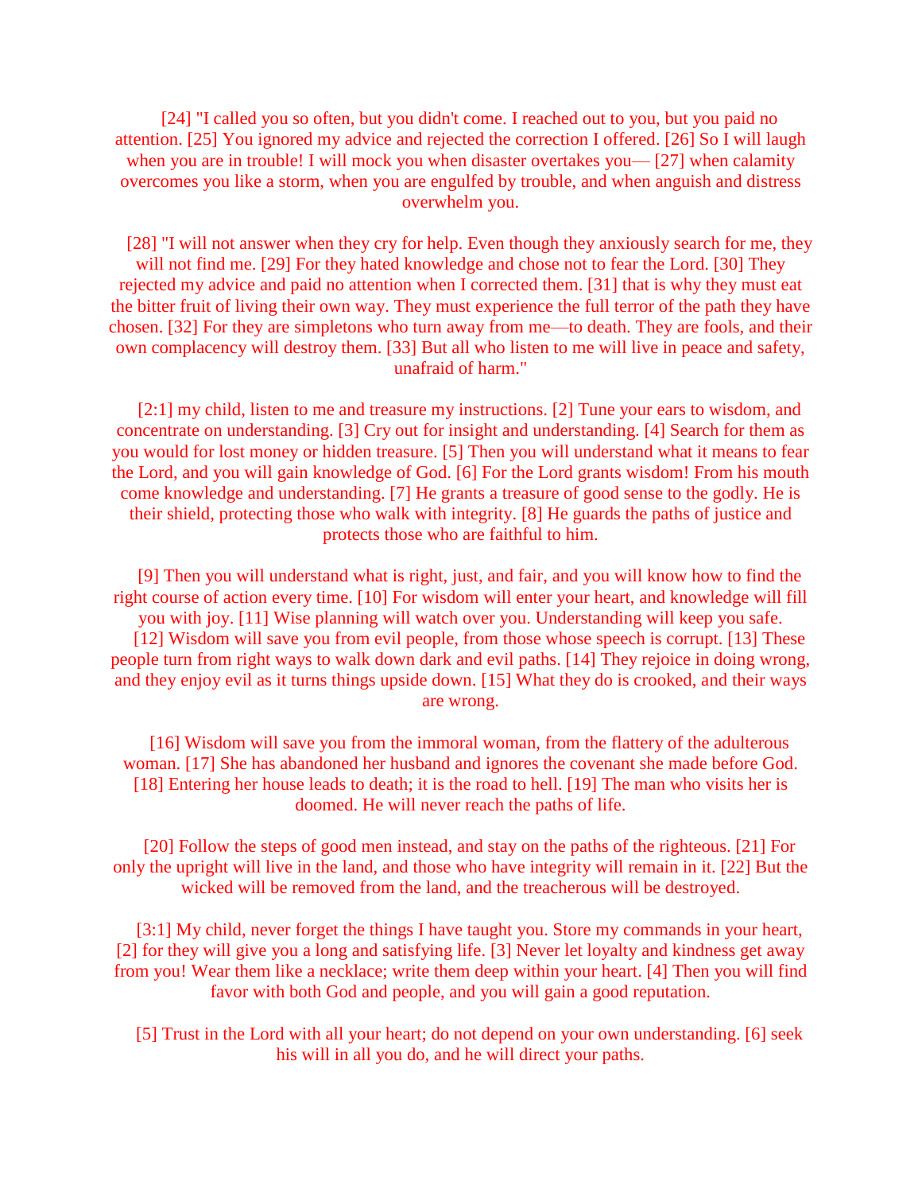[24] "I called you so often, but you didn't come. I reached out to you, but you paid no attention. [25] You ignored my advice and rejected the correction I offered. [26] So I will laugh when you are in trouble! I will mock you when disaster overtakes you— [27] when calamity overcomes you like a storm, when you are engulfed by trouble, and when anguish and distress overwhelm you.

[28] "I will not answer when they cry for help. Even though they anxiously search for me, they will not find me. [29] For they hated knowledge and chose not to fear the Lord. [30] They rejected my advice and paid no attention when I corrected them. [31] that is why they must eat the bitter fruit of living their own way. They must experience the full terror of the path they have chosen. [32] For they are simpletons who turn away from me—to death. They are fools, and their own complacency will destroy them. [33] But all who listen to me will live in peace and safety, unafraid of harm."

[2:1] my child, listen to me and treasure my instructions. [2] Tune your ears to wisdom, and concentrate on understanding. [3] Cry out for insight and understanding. [4] Search for them as you would for lost money or hidden treasure. [5] Then you will understand what it means to fear the Lord, and you will gain knowledge of God. [6] For the Lord grants wisdom! From his mouth come knowledge and understanding. [7] He grants a treasure of good sense to the godly. He is their shield, protecting those who walk with integrity. [8] He guards the paths of justice and protects those who are faithful to him.

[9] Then you will understand what is right, just, and fair, and you will know how to find the right course of action every time. [10] For wisdom will enter your heart, and knowledge will fill you with joy. [11] Wise planning will watch over you. Understanding will keep you safe. [12] Wisdom will save you from evil people, from those whose speech is corrupt. [13] These people turn from right ways to walk down dark and evil paths. [14] They rejoice in doing wrong, and they enjoy evil as it turns things upside down. [15] What they do is crooked, and their ways are wrong.

[16] Wisdom will save you from the immoral woman, from the flattery of the adulterous woman. [17] She has abandoned her husband and ignores the covenant she made before God. [18] Entering her house leads to death; it is the road to hell. [19] The man who visits her is doomed. He will never reach the paths of life.

[20] Follow the steps of good men instead, and stay on the paths of the righteous. [21] For only the upright will live in the land, and those who have integrity will remain in it. [22] But the wicked will be removed from the land, and the treacherous will be destroyed.

[3:1] My child, never forget the things I have taught you. Store my commands in your heart, [2] for they will give you a long and satisfying life. [3] Never let loyalty and kindness get away from you! Wear them like a necklace; write them deep within your heart. [4] Then you will find favor with both God and people, and you will gain a good reputation.

[5] Trust in the Lord with all your heart; do not depend on your own understanding. [6] seek his will in all you do, and he will direct your paths.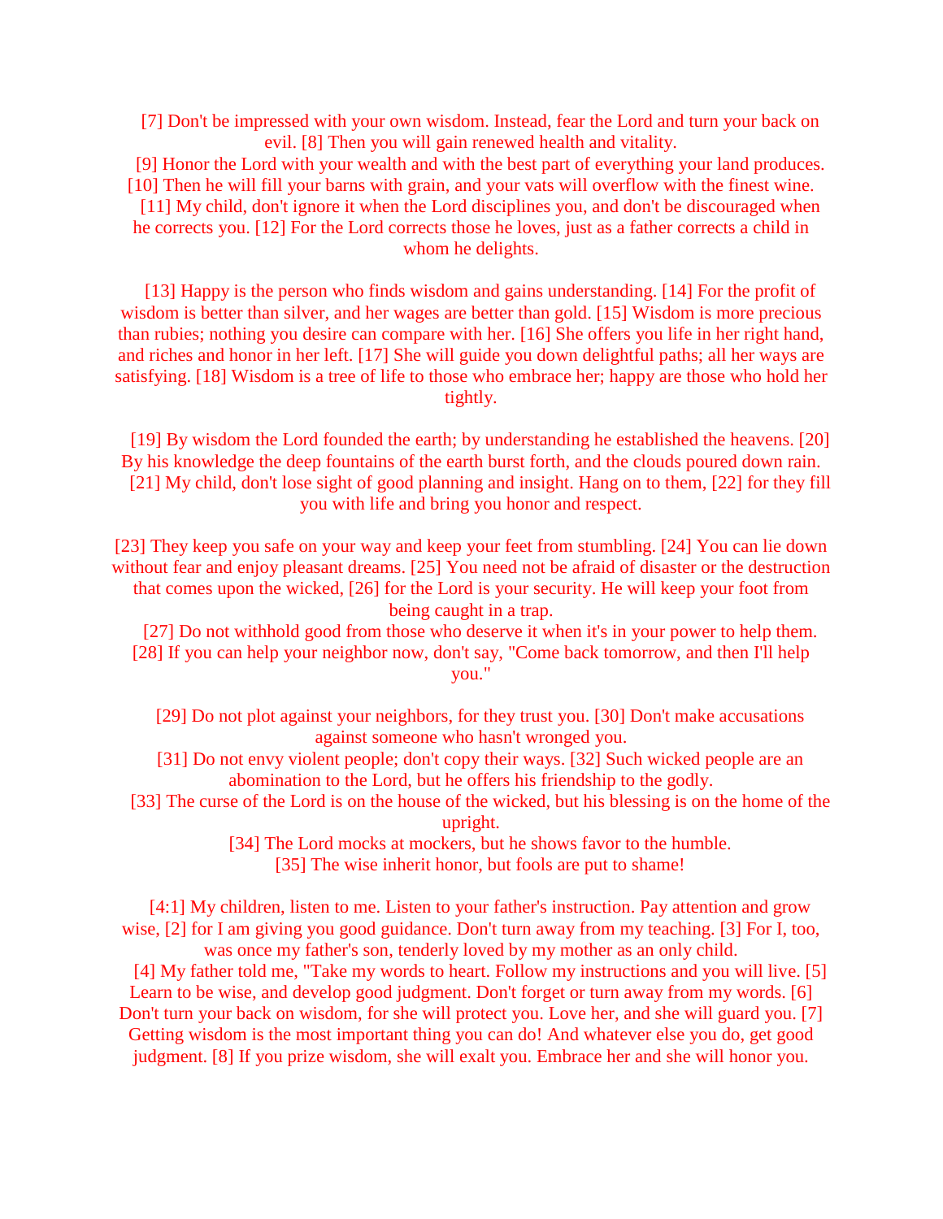[7] Don't be impressed with your own wisdom. Instead, fear the Lord and turn your back on evil. [8] Then you will gain renewed health and vitality.
[9] Honor the Lord with your wealth and with the best part of everything your land produces. [10] Then he will fill your barns with grain, and your vats will overflow with the finest wine.
[11] My child, don't ignore it when the Lord disciplines you, and don't be discouraged when he corrects you. [12] For the Lord corrects those he loves, just as a father corrects a child in whom he delights.

[13] Happy is the person who finds wisdom and gains understanding. [14] For the profit of wisdom is better than silver, and her wages are better than gold. [15] Wisdom is more precious than rubies; nothing you desire can compare with her. [16] She offers you life in her right hand, and riches and honor in her left. [17] She will guide you down delightful paths; all her ways are satisfying. [18] Wisdom is a tree of life to those who embrace her; happy are those who hold her tightly.

[19] By wisdom the Lord founded the earth; by understanding he established the heavens. [20] By his knowledge the deep fountains of the earth burst forth, and the clouds poured down rain.
[21] My child, don't lose sight of good planning and insight. Hang on to them, [22] for they fill you with life and bring you honor and respect.

[23] They keep you safe on your way and keep your feet from stumbling. [24] You can lie down without fear and enjoy pleasant dreams. [25] You need not be afraid of disaster or the destruction that comes upon the wicked, [26] for the Lord is your security. He will keep your foot from being caught in a trap.
[27] Do not withhold good from those who deserve it when it's in your power to help them. [28] If you can help your neighbor now, don't say, "Come back tomorrow, and then I'll help you."

[29] Do not plot against your neighbors, for they trust you. [30] Don't make accusations against someone who hasn't wronged you.
[31] Do not envy violent people; don't copy their ways. [32] Such wicked people are an abomination to the Lord, but he offers his friendship to the godly.
[33] The curse of the Lord is on the house of the wicked, but his blessing is on the home of the upright.
[34] The Lord mocks at mockers, but he shows favor to the humble.
[35] The wise inherit honor, but fools are put to shame!

[4:1] My children, listen to me. Listen to your father's instruction. Pay attention and grow wise, [2] for I am giving you good guidance. Don't turn away from my teaching. [3] For I, too, was once my father's son, tenderly loved by my mother as an only child.
[4] My father told me, "Take my words to heart. Follow my instructions and you will live. [5] Learn to be wise, and develop good judgment. Don't forget or turn away from my words. [6] Don't turn your back on wisdom, for she will protect you. Love her, and she will guard you. [7] Getting wisdom is the most important thing you can do! And whatever else you do, get good judgment. [8] If you prize wisdom, she will exalt you. Embrace her and she will honor you.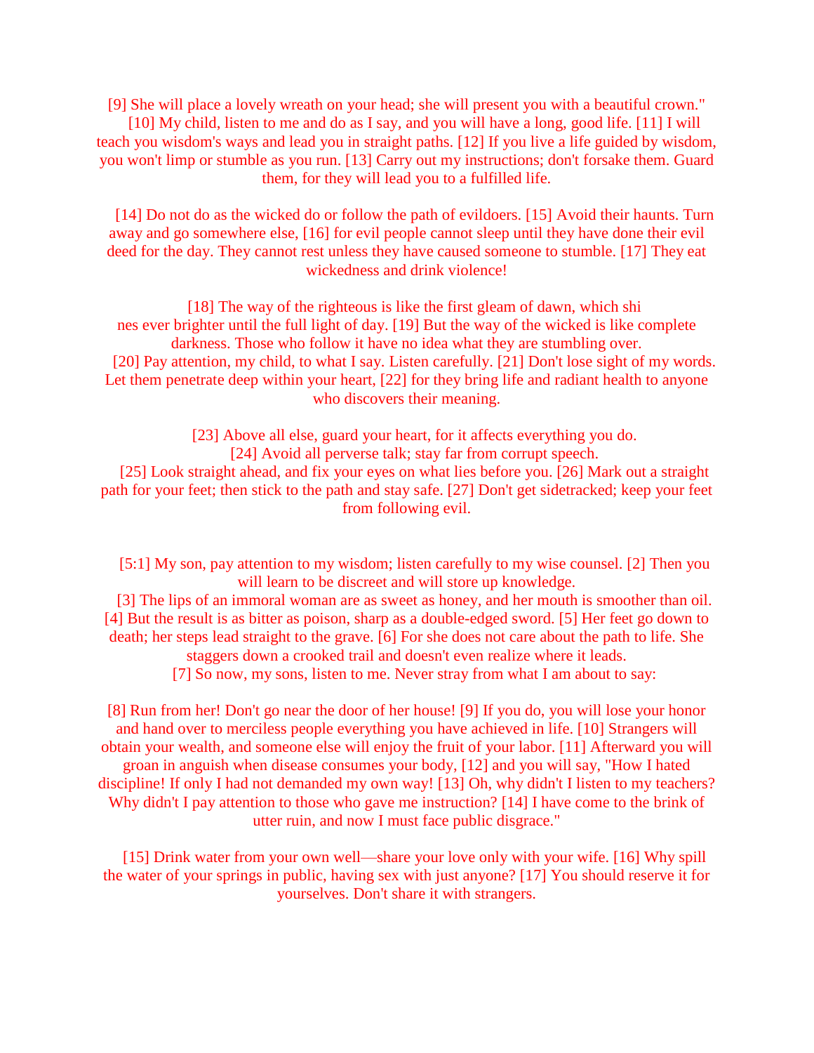[9] She will place a lovely wreath on your head; she will present you with a beautiful crown."

[10] My child, listen to me and do as I say, and you will have a long, good life. [11] I will teach you wisdom's ways and lead you in straight paths. [12] If you live a life guided by wisdom, you won't limp or stumble as you run. [13] Carry out my instructions; don't forsake them. Guard them, for they will lead you to a fulfilled life.

[14] Do not do as the wicked do or follow the path of evildoers. [15] Avoid their haunts. Turn away and go somewhere else, [16] for evil people cannot sleep until they have done their evil deed for the day. They cannot rest unless they have caused someone to stumble. [17] They eat wickedness and drink violence!

[18] The way of the righteous is like the first gleam of dawn, which shines ever brighter until the full light of day. [19] But the way of the wicked is like complete darkness. Those who follow it have no idea what they are stumbling over.

[20] Pay attention, my child, to what I say. Listen carefully. [21] Don't lose sight of my words. Let them penetrate deep within your heart, [22] for they bring life and radiant health to anyone who discovers their meaning.

[23] Above all else, guard your heart, for it affects everything you do.

[24] Avoid all perverse talk; stay far from corrupt speech.

[25] Look straight ahead, and fix your eyes on what lies before you. [26] Mark out a straight path for your feet; then stick to the path and stay safe. [27] Don't get sidetracked; keep your feet from following evil.

[5:1] My son, pay attention to my wisdom; listen carefully to my wise counsel. [2] Then you will learn to be discreet and will store up knowledge.

[3] The lips of an immoral woman are as sweet as honey, and her mouth is smoother than oil. [4] But the result is as bitter as poison, sharp as a double-edged sword. [5] Her feet go down to death; her steps lead straight to the grave. [6] For she does not care about the path to life. She staggers down a crooked trail and doesn't even realize where it leads.

[7] So now, my sons, listen to me. Never stray from what I am about to say:

[8] Run from her! Don't go near the door of her house! [9] If you do, you will lose your honor and hand over to merciless people everything you have achieved in life. [10] Strangers will obtain your wealth, and someone else will enjoy the fruit of your labor. [11] Afterward you will groan in anguish when disease consumes your body, [12] and you will say, "How I hated discipline! If only I had not demanded my own way! [13] Oh, why didn't I listen to my teachers? Why didn't I pay attention to those who gave me instruction? [14] I have come to the brink of utter ruin, and now I must face public disgrace."

[15] Drink water from your own well—share your love only with your wife. [16] Why spill the water of your springs in public, having sex with just anyone? [17] You should reserve it for yourselves. Don't share it with strangers.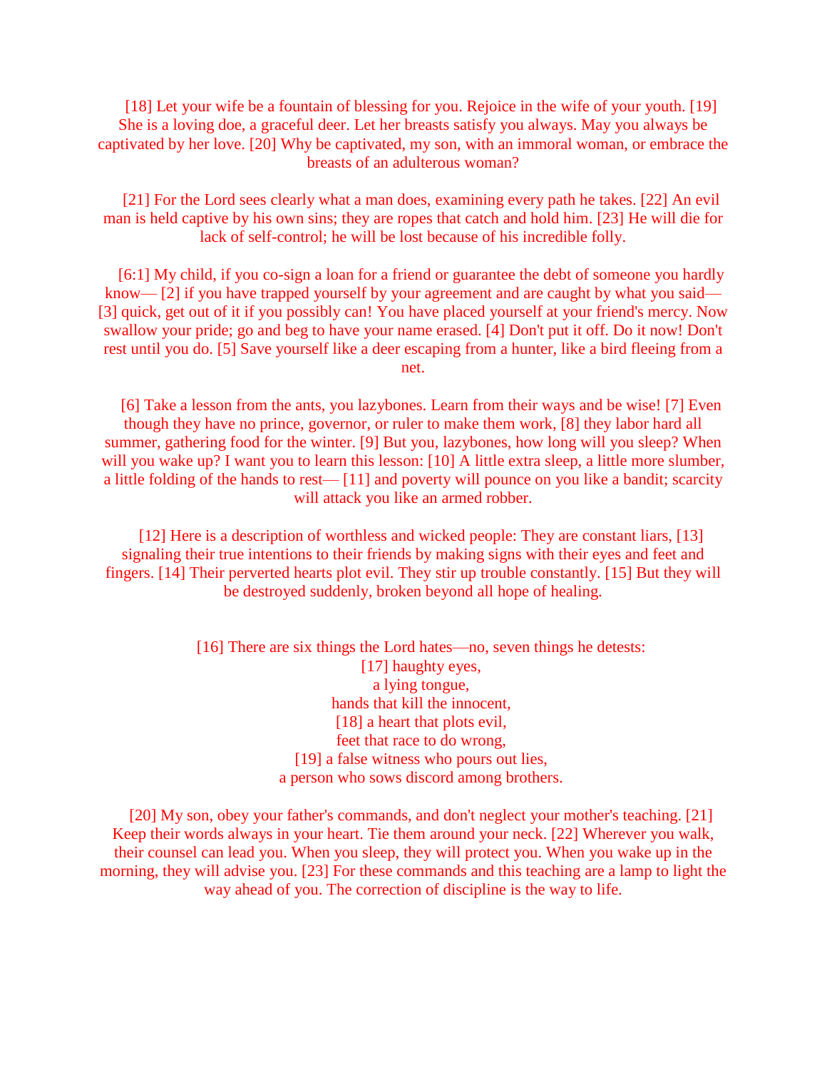[18] Let your wife be a fountain of blessing for you. Rejoice in the wife of your youth. [19] She is a loving doe, a graceful deer. Let her breasts satisfy you always. May you always be captivated by her love. [20] Why be captivated, my son, with an immoral woman, or embrace the breasts of an adulterous woman?

[21] For the Lord sees clearly what a man does, examining every path he takes. [22] An evil man is held captive by his own sins; they are ropes that catch and hold him. [23] He will die for lack of self-control; he will be lost because of his incredible folly.

[6:1] My child, if you co-sign a loan for a friend or guarantee the debt of someone you hardly know— [2] if you have trapped yourself by your agreement and are caught by what you said— [3] quick, get out of it if you possibly can! You have placed yourself at your friend's mercy. Now swallow your pride; go and beg to have your name erased. [4] Don't put it off. Do it now! Don't rest until you do. [5] Save yourself like a deer escaping from a hunter, like a bird fleeing from a net.

[6] Take a lesson from the ants, you lazybones. Learn from their ways and be wise! [7] Even though they have no prince, governor, or ruler to make them work, [8] they labor hard all summer, gathering food for the winter. [9] But you, lazybones, how long will you sleep? When will you wake up? I want you to learn this lesson: [10] A little extra sleep, a little more slumber, a little folding of the hands to rest— [11] and poverty will pounce on you like a bandit; scarcity will attack you like an armed robber.

[12] Here is a description of worthless and wicked people: They are constant liars, [13] signaling their true intentions to their friends by making signs with their eyes and feet and fingers. [14] Their perverted hearts plot evil. They stir up trouble constantly. [15] But they will be destroyed suddenly, broken beyond all hope of healing.

[16] There are six things the Lord hates—no, seven things he detests:
[17] haughty eyes,
a lying tongue,
hands that kill the innocent,
[18] a heart that plots evil,
feet that race to do wrong,
[19] a false witness who pours out lies,
a person who sows discord among brothers.

[20] My son, obey your father's commands, and don't neglect your mother's teaching. [21] Keep their words always in your heart. Tie them around your neck. [22] Wherever you walk, their counsel can lead you. When you sleep, they will protect you. When you wake up in the morning, they will advise you. [23] For these commands and this teaching are a lamp to light the way ahead of you. The correction of discipline is the way to life.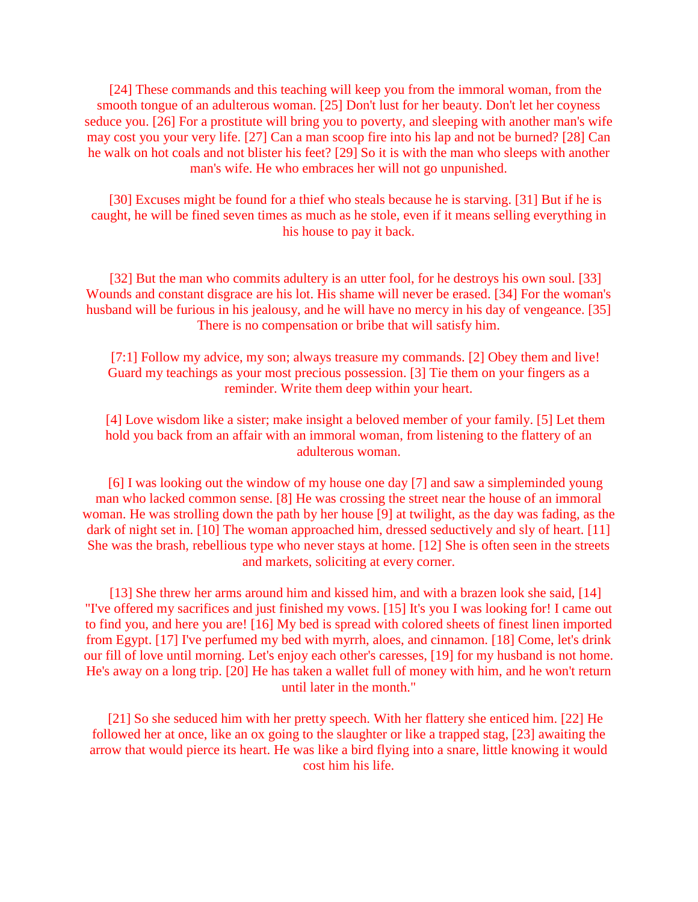[24] These commands and this teaching will keep you from the immoral woman, from the smooth tongue of an adulterous woman. [25] Don't lust for her beauty. Don't let her coyness seduce you. [26] For a prostitute will bring you to poverty, and sleeping with another man's wife may cost you your very life. [27] Can a man scoop fire into his lap and not be burned? [28] Can he walk on hot coals and not blister his feet? [29] So it is with the man who sleeps with another man's wife. He who embraces her will not go unpunished.

[30] Excuses might be found for a thief who steals because he is starving. [31] But if he is caught, he will be fined seven times as much as he stole, even if it means selling everything in his house to pay it back.

[32] But the man who commits adultery is an utter fool, for he destroys his own soul. [33] Wounds and constant disgrace are his lot. His shame will never be erased. [34] For the woman's husband will be furious in his jealousy, and he will have no mercy in his day of vengeance. [35] There is no compensation or bribe that will satisfy him.

[7:1] Follow my advice, my son; always treasure my commands. [2] Obey them and live! Guard my teachings as your most precious possession. [3] Tie them on your fingers as a reminder. Write them deep within your heart.

[4] Love wisdom like a sister; make insight a beloved member of your family. [5] Let them hold you back from an affair with an immoral woman, from listening to the flattery of an adulterous woman.

[6] I was looking out the window of my house one day [7] and saw a simpleminded young man who lacked common sense. [8] He was crossing the street near the house of an immoral woman. He was strolling down the path by her house [9] at twilight, as the day was fading, as the dark of night set in. [10] The woman approached him, dressed seductively and sly of heart. [11] She was the brash, rebellious type who never stays at home. [12] She is often seen in the streets and markets, soliciting at every corner.

[13] She threw her arms around him and kissed him, and with a brazen look she said, [14] "I've offered my sacrifices and just finished my vows. [15] It's you I was looking for! I came out to find you, and here you are! [16] My bed is spread with colored sheets of finest linen imported from Egypt. [17] I've perfumed my bed with myrrh, aloes, and cinnamon. [18] Come, let's drink our fill of love until morning. Let's enjoy each other's caresses, [19] for my husband is not home. He's away on a long trip. [20] He has taken a wallet full of money with him, and he won't return until later in the month."

[21] So she seduced him with her pretty speech. With her flattery she enticed him. [22] He followed her at once, like an ox going to the slaughter or like a trapped stag, [23] awaiting the arrow that would pierce its heart. He was like a bird flying into a snare, little knowing it would cost him his life.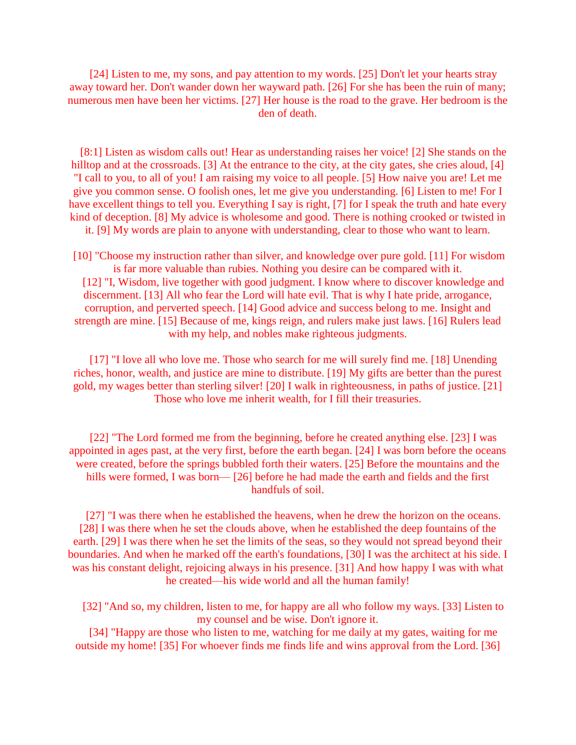[24] Listen to me, my sons, and pay attention to my words. [25] Don't let your hearts stray away toward her. Don't wander down her wayward path. [26] For she has been the ruin of many; numerous men have been her victims. [27] Her house is the road to the grave. Her bedroom is the den of death.

[8:1] Listen as wisdom calls out! Hear as understanding raises her voice! [2] She stands on the hilltop and at the crossroads. [3] At the entrance to the city, at the city gates, she cries aloud, [4] "I call to you, to all of you! I am raising my voice to all people. [5] How naive you are! Let me give you common sense. O foolish ones, let me give you understanding. [6] Listen to me! For I have excellent things to tell you. Everything I say is right, [7] for I speak the truth and hate every kind of deception. [8] My advice is wholesome and good. There is nothing crooked or twisted in it. [9] My words are plain to anyone with understanding, clear to those who want to learn.

[10] "Choose my instruction rather than silver, and knowledge over pure gold. [11] For wisdom is far more valuable than rubies. Nothing you desire can be compared with it.

[12] "I, Wisdom, live together with good judgment. I know where to discover knowledge and discernment. [13] All who fear the Lord will hate evil. That is why I hate pride, arrogance, corruption, and perverted speech. [14] Good advice and success belong to me. Insight and strength are mine. [15] Because of me, kings reign, and rulers make just laws. [16] Rulers lead with my help, and nobles make righteous judgments.

[17] "I love all who love me. Those who search for me will surely find me. [18] Unending riches, honor, wealth, and justice are mine to distribute. [19] My gifts are better than the purest gold, my wages better than sterling silver! [20] I walk in righteousness, in paths of justice. [21] Those who love me inherit wealth, for I fill their treasuries.

[22] "The Lord formed me from the beginning, before he created anything else. [23] I was appointed in ages past, at the very first, before the earth began. [24] I was born before the oceans were created, before the springs bubbled forth their waters. [25] Before the mountains and the hills were formed, I was born— [26] before he had made the earth and fields and the first handfuls of soil.

[27] "I was there when he established the heavens, when he drew the horizon on the oceans. [28] I was there when he set the clouds above, when he established the deep fountains of the earth. [29] I was there when he set the limits of the seas, so they would not spread beyond their boundaries. And when he marked off the earth's foundations, [30] I was the architect at his side. I was his constant delight, rejoicing always in his presence. [31] And how happy I was with what he created—his wide world and all the human family!

[32] "And so, my children, listen to me, for happy are all who follow my ways. [33] Listen to my counsel and be wise. Don't ignore it.

[34] "Happy are those who listen to me, watching for me daily at my gates, waiting for me outside my home! [35] For whoever finds me finds life and wins approval from the Lord. [36]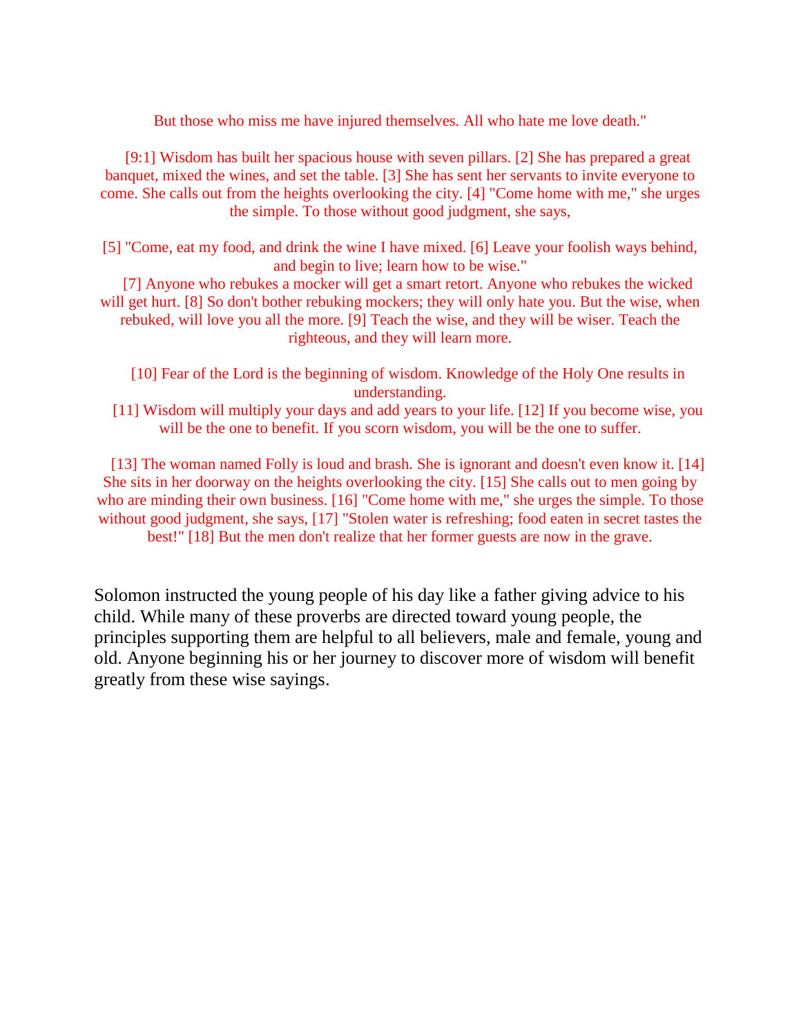But those who miss me have injured themselves. All who hate me love death."

[9:1] Wisdom has built her spacious house with seven pillars. [2] She has prepared a great banquet, mixed the wines, and set the table. [3] She has sent her servants to invite everyone to come. She calls out from the heights overlooking the city. [4] "Come home with me," she urges the simple. To those without good judgment, she says,

[5] "Come, eat my food, and drink the wine I have mixed. [6] Leave your foolish ways behind, and begin to live; learn how to be wise."

[7] Anyone who rebukes a mocker will get a smart retort. Anyone who rebukes the wicked will get hurt. [8] So don't bother rebuking mockers; they will only hate you. But the wise, when rebuked, will love you all the more. [9] Teach the wise, and they will be wiser. Teach the righteous, and they will learn more.

[10] Fear of the Lord is the beginning of wisdom. Knowledge of the Holy One results in understanding.

[11] Wisdom will multiply your days and add years to your life. [12] If you become wise, you will be the one to benefit. If you scorn wisdom, you will be the one to suffer.

[13] The woman named Folly is loud and brash. She is ignorant and doesn't even know it. [14] She sits in her doorway on the heights overlooking the city. [15] She calls out to men going by who are minding their own business. [16] "Come home with me," she urges the simple. To those without good judgment, she says, [17] "Stolen water is refreshing; food eaten in secret tastes the best!" [18] But the men don't realize that her former guests are now in the grave.

Solomon instructed the young people of his day like a father giving advice to his child. While many of these proverbs are directed toward young people, the principles supporting them are helpful to all believers, male and female, young and old. Anyone beginning his or her journey to discover more of wisdom will benefit greatly from these wise sayings.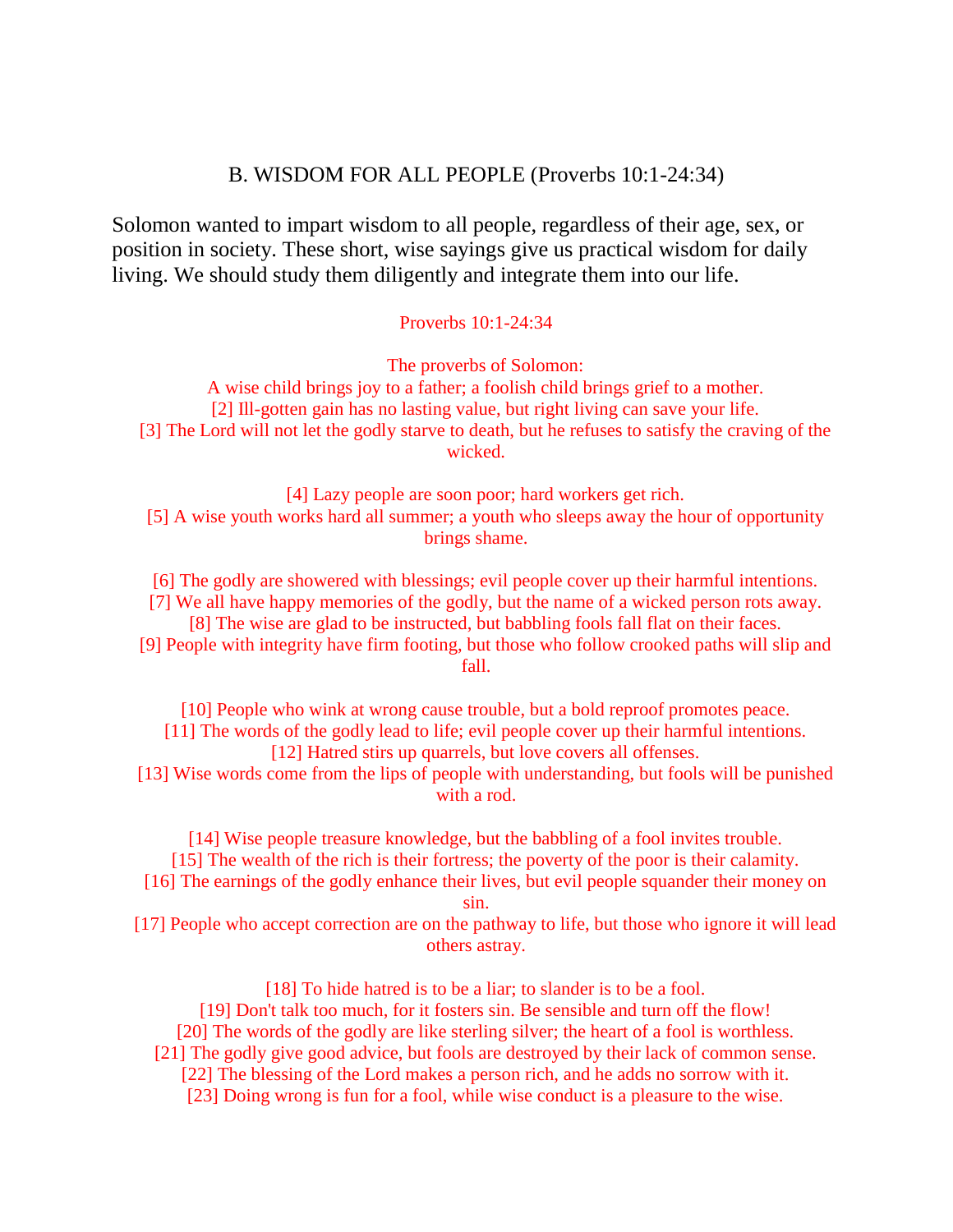## B. WISDOM FOR ALL PEOPLE (Proverbs 10:1-24:34)

Solomon wanted to impart wisdom to all people, regardless of their age, sex, or position in society. These short, wise sayings give us practical wisdom for daily living. We should study them diligently and integrate them into our life.

Proverbs 10:1-24:34

The proverbs of Solomon:
A wise child brings joy to a father; a foolish child brings grief to a mother.
[2] Ill-gotten gain has no lasting value, but right living can save your life.
[3] The Lord will not let the godly starve to death, but he refuses to satisfy the craving of the wicked.

[4] Lazy people are soon poor; hard workers get rich.
[5] A wise youth works hard all summer; a youth who sleeps away the hour of opportunity brings shame.

[6] The godly are showered with blessings; evil people cover up their harmful intentions.
[7] We all have happy memories of the godly, but the name of a wicked person rots away.
[8] The wise are glad to be instructed, but babbling fools fall flat on their faces.
[9] People with integrity have firm footing, but those who follow crooked paths will slip and fall.

[10] People who wink at wrong cause trouble, but a bold reproof promotes peace.
[11] The words of the godly lead to life; evil people cover up their harmful intentions.
[12] Hatred stirs up quarrels, but love covers all offenses.
[13] Wise words come from the lips of people with understanding, but fools will be punished with a rod.

[14] Wise people treasure knowledge, but the babbling of a fool invites trouble.
[15] The wealth of the rich is their fortress; the poverty of the poor is their calamity.
[16] The earnings of the godly enhance their lives, but evil people squander their money on sin.
[17] People who accept correction are on the pathway to life, but those who ignore it will lead others astray.

[18] To hide hatred is to be a liar; to slander is to be a fool.
[19] Don't talk too much, for it fosters sin. Be sensible and turn off the flow!
[20] The words of the godly are like sterling silver; the heart of a fool is worthless.
[21] The godly give good advice, but fools are destroyed by their lack of common sense.
[22] The blessing of the Lord makes a person rich, and he adds no sorrow with it.
[23] Doing wrong is fun for a fool, while wise conduct is a pleasure to the wise.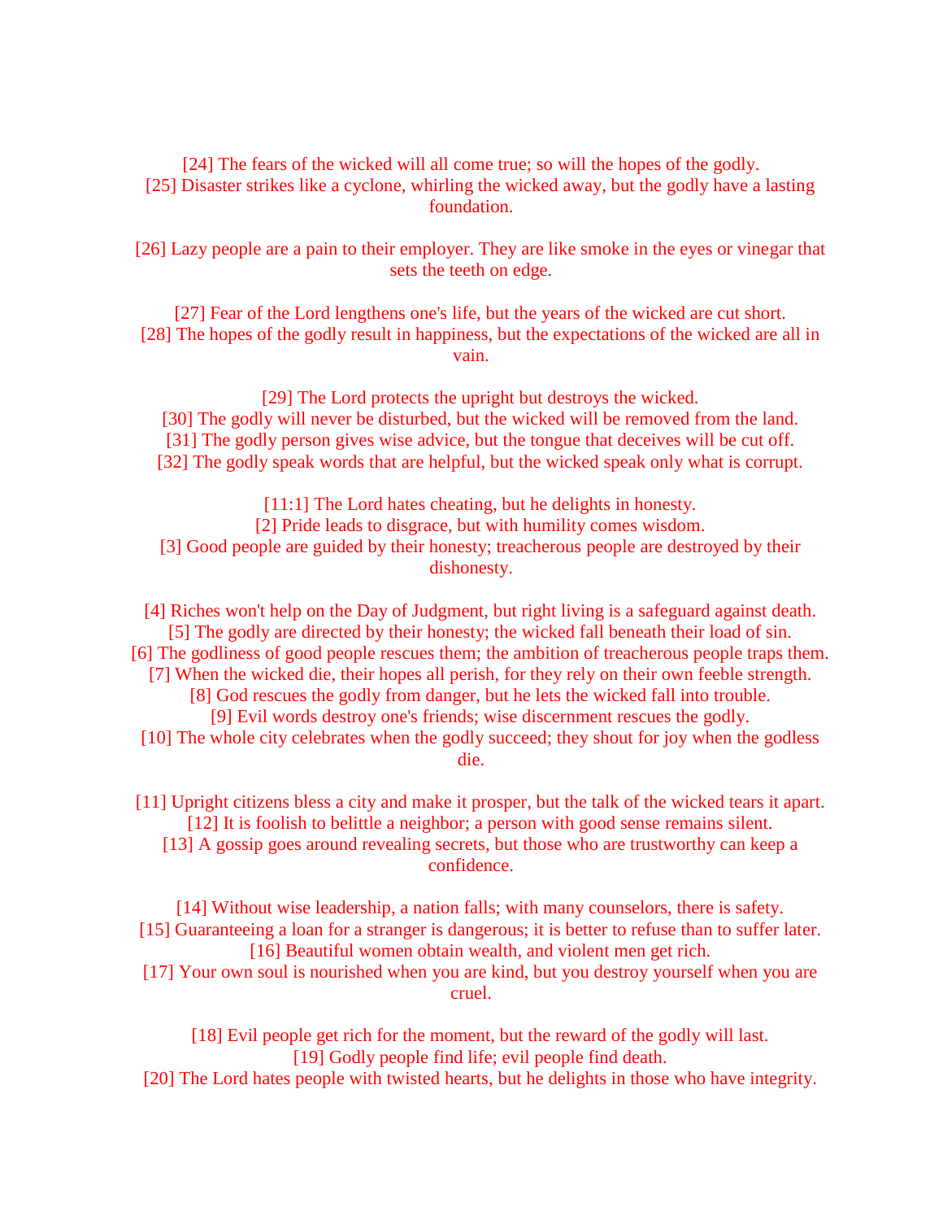[24] The fears of the wicked will all come true; so will the hopes of the godly.
[25] Disaster strikes like a cyclone, whirling the wicked away, but the godly have a lasting foundation.

[26] Lazy people are a pain to their employer. They are like smoke in the eyes or vinegar that sets the teeth on edge.

[27] Fear of the Lord lengthens one's life, but the years of the wicked are cut short.
[28] The hopes of the godly result in happiness, but the expectations of the wicked are all in vain.

[29] The Lord protects the upright but destroys the wicked.
[30] The godly will never be disturbed, but the wicked will be removed from the land.
[31] The godly person gives wise advice, but the tongue that deceives will be cut off.
[32] The godly speak words that are helpful, but the wicked speak only what is corrupt.

[11:1] The Lord hates cheating, but he delights in honesty.
[2] Pride leads to disgrace, but with humility comes wisdom.
[3] Good people are guided by their honesty; treacherous people are destroyed by their dishonesty.

[4] Riches won't help on the Day of Judgment, but right living is a safeguard against death.
[5] The godly are directed by their honesty; the wicked fall beneath their load of sin.
[6] The godliness of good people rescues them; the ambition of treacherous people traps them.
[7] When the wicked die, their hopes all perish, for they rely on their own feeble strength.
[8] God rescues the godly from danger, but he lets the wicked fall into trouble.
[9] Evil words destroy one's friends; wise discernment rescues the godly.
[10] The whole city celebrates when the godly succeed; they shout for joy when the godless die.

[11] Upright citizens bless a city and make it prosper, but the talk of the wicked tears it apart.
[12] It is foolish to belittle a neighbor; a person with good sense remains silent.
[13] A gossip goes around revealing secrets, but those who are trustworthy can keep a confidence.

[14] Without wise leadership, a nation falls; with many counselors, there is safety.
[15] Guaranteeing a loan for a stranger is dangerous; it is better to refuse than to suffer later.
[16] Beautiful women obtain wealth, and violent men get rich.
[17] Your own soul is nourished when you are kind, but you destroy yourself when you are cruel.

[18] Evil people get rich for the moment, but the reward of the godly will last.
[19] Godly people find life; evil people find death.
[20] The Lord hates people with twisted hearts, but he delights in those who have integrity.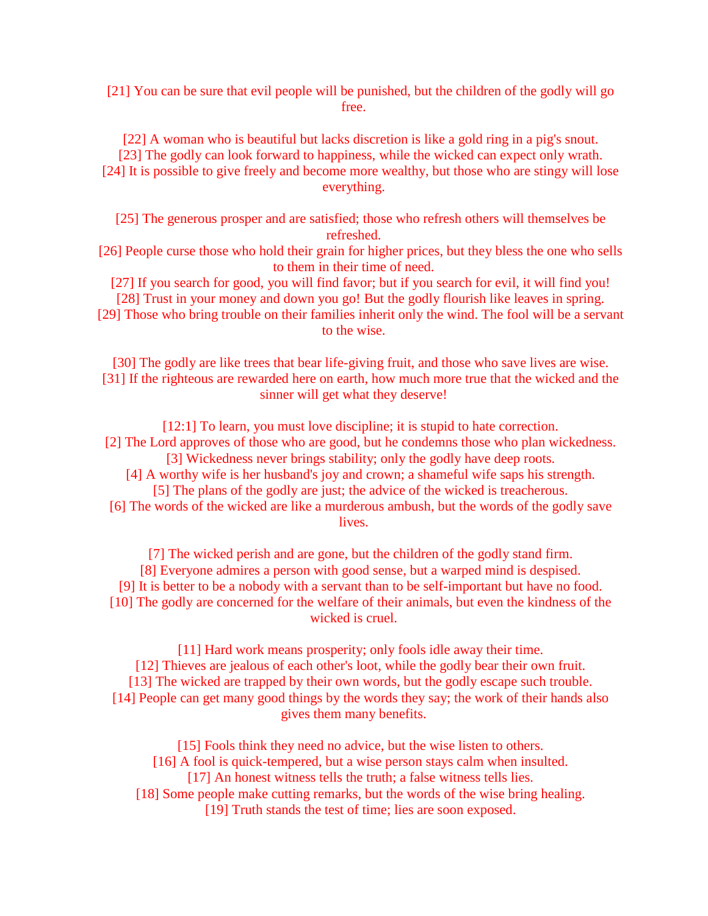[21] You can be sure that evil people will be punished, but the children of the godly will go free.

[22] A woman who is beautiful but lacks discretion is like a gold ring in a pig's snout.
[23] The godly can look forward to happiness, while the wicked can expect only wrath.
[24] It is possible to give freely and become more wealthy, but those who are stingy will lose everything.

[25] The generous prosper and are satisfied; those who refresh others will themselves be refreshed.
[26] People curse those who hold their grain for higher prices, but they bless the one who sells to them in their time of need.
[27] If you search for good, you will find favor; but if you search for evil, it will find you!
[28] Trust in your money and down you go! But the godly flourish like leaves in spring.
[29] Those who bring trouble on their families inherit only the wind. The fool will be a servant to the wise.

[30] The godly are like trees that bear life-giving fruit, and those who save lives are wise.
[31] If the righteous are rewarded here on earth, how much more true that the wicked and the sinner will get what they deserve!

[12:1] To learn, you must love discipline; it is stupid to hate correction.
[2] The Lord approves of those who are good, but he condemns those who plan wickedness.
[3] Wickedness never brings stability; only the godly have deep roots.
[4] A worthy wife is her husband's joy and crown; a shameful wife saps his strength.
[5] The plans of the godly are just; the advice of the wicked is treacherous.
[6] The words of the wicked are like a murderous ambush, but the words of the godly save lives.

[7] The wicked perish and are gone, but the children of the godly stand firm.
[8] Everyone admires a person with good sense, but a warped mind is despised.
[9] It is better to be a nobody with a servant than to be self-important but have no food.
[10] The godly are concerned for the welfare of their animals, but even the kindness of the wicked is cruel.

[11] Hard work means prosperity; only fools idle away their time.
[12] Thieves are jealous of each other's loot, while the godly bear their own fruit.
[13] The wicked are trapped by their own words, but the godly escape such trouble.
[14] People can get many good things by the words they say; the work of their hands also gives them many benefits.

[15] Fools think they need no advice, but the wise listen to others.
[16] A fool is quick-tempered, but a wise person stays calm when insulted.
[17] An honest witness tells the truth; a false witness tells lies.
[18] Some people make cutting remarks, but the words of the wise bring healing.
[19] Truth stands the test of time; lies are soon exposed.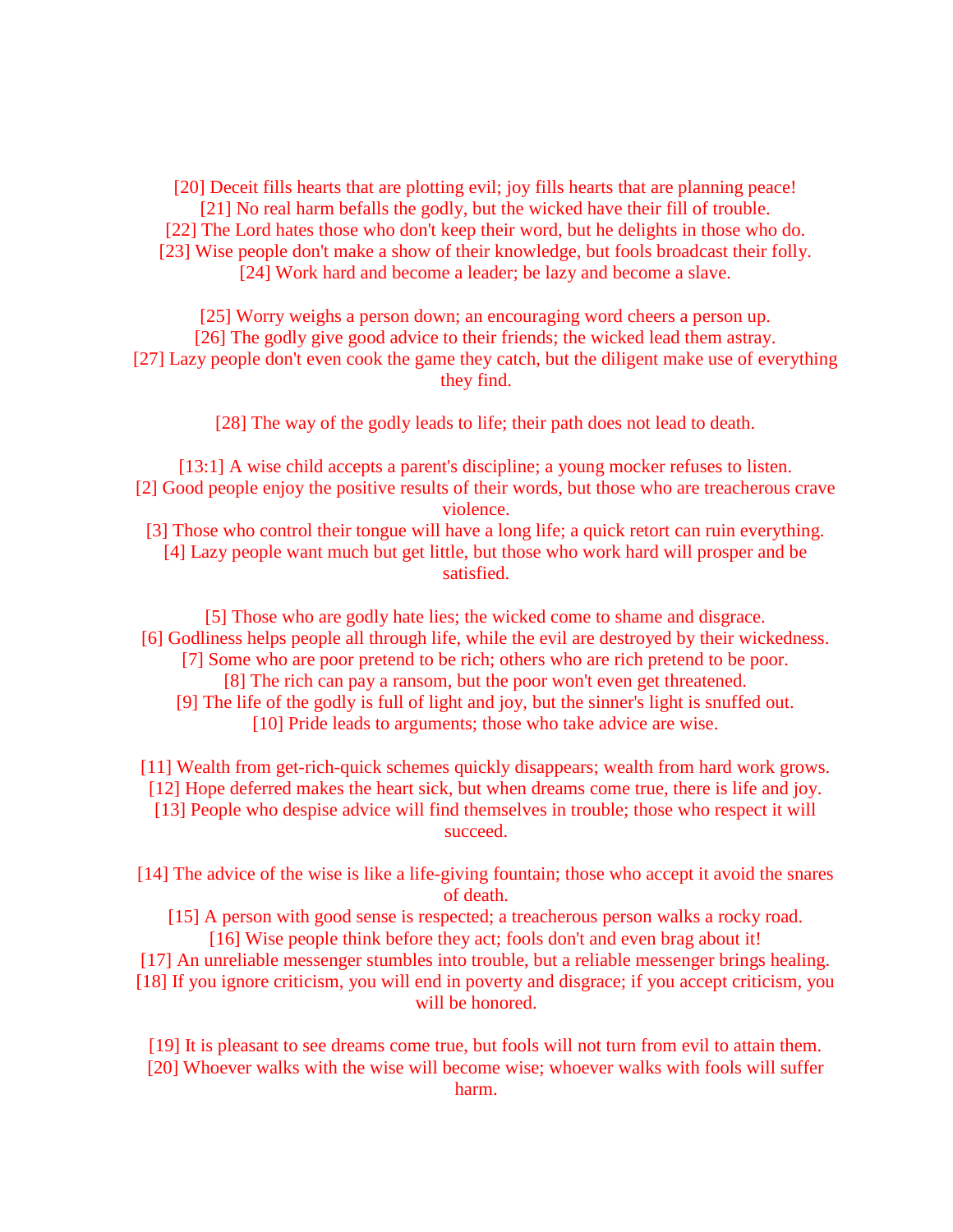[20] Deceit fills hearts that are plotting evil; joy fills hearts that are planning peace!
[21] No real harm befalls the godly, but the wicked have their fill of trouble.
[22] The Lord hates those who don't keep their word, but he delights in those who do.
[23] Wise people don't make a show of their knowledge, but fools broadcast their folly.
[24] Work hard and become a leader; be lazy and become a slave.

[25] Worry weighs a person down; an encouraging word cheers a person up.
[26] The godly give good advice to their friends; the wicked lead them astray.
[27] Lazy people don't even cook the game they catch, but the diligent make use of everything they find.

[28] The way of the godly leads to life; their path does not lead to death.

[13:1] A wise child accepts a parent's discipline; a young mocker refuses to listen.
[2] Good people enjoy the positive results of their words, but those who are treacherous crave violence.
[3] Those who control their tongue will have a long life; a quick retort can ruin everything.
[4] Lazy people want much but get little, but those who work hard will prosper and be satisfied.

[5] Those who are godly hate lies; the wicked come to shame and disgrace.
[6] Godliness helps people all through life, while the evil are destroyed by their wickedness.
[7] Some who are poor pretend to be rich; others who are rich pretend to be poor.
[8] The rich can pay a ransom, but the poor won't even get threatened.
[9] The life of the godly is full of light and joy, but the sinner's light is snuffed out.
[10] Pride leads to arguments; those who take advice are wise.

[11] Wealth from get-rich-quick schemes quickly disappears; wealth from hard work grows.
[12] Hope deferred makes the heart sick, but when dreams come true, there is life and joy.
[13] People who despise advice will find themselves in trouble; those who respect it will succeed.

[14] The advice of the wise is like a life-giving fountain; those who accept it avoid the snares of death.
[15] A person with good sense is respected; a treacherous person walks a rocky road.
[16] Wise people think before they act; fools don't and even brag about it!
[17] An unreliable messenger stumbles into trouble, but a reliable messenger brings healing.
[18] If you ignore criticism, you will end in poverty and disgrace; if you accept criticism, you will be honored.

[19] It is pleasant to see dreams come true, but fools will not turn from evil to attain them.
[20] Whoever walks with the wise will become wise; whoever walks with fools will suffer harm.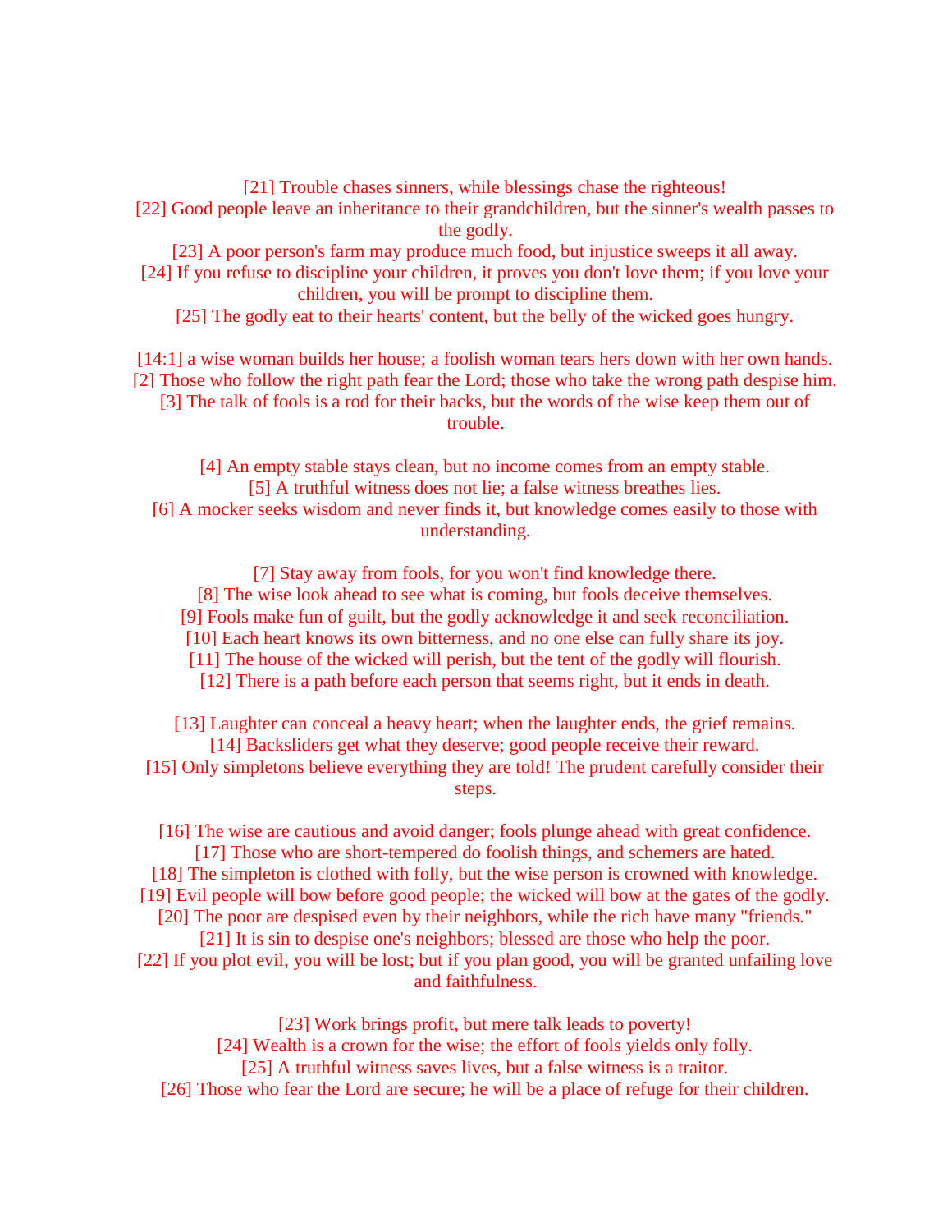[21] Trouble chases sinners, while blessings chase the righteous!
[22] Good people leave an inheritance to their grandchildren, but the sinner's wealth passes to the godly.
[23] A poor person's farm may produce much food, but injustice sweeps it all away.
[24] If you refuse to discipline your children, it proves you don't love them; if you love your children, you will be prompt to discipline them.
[25] The godly eat to their hearts' content, but the belly of the wicked goes hungry.

[14:1] a wise woman builds her house; a foolish woman tears hers down with her own hands.
[2] Those who follow the right path fear the Lord; those who take the wrong path despise him.
[3] The talk of fools is a rod for their backs, but the words of the wise keep them out of trouble.

[4] An empty stable stays clean, but no income comes from an empty stable.
[5] A truthful witness does not lie; a false witness breathes lies.
[6] A mocker seeks wisdom and never finds it, but knowledge comes easily to those with understanding.

[7] Stay away from fools, for you won't find knowledge there.
[8] The wise look ahead to see what is coming, but fools deceive themselves.
[9] Fools make fun of guilt, but the godly acknowledge it and seek reconciliation.
[10] Each heart knows its own bitterness, and no one else can fully share its joy.
[11] The house of the wicked will perish, but the tent of the godly will flourish.
[12] There is a path before each person that seems right, but it ends in death.

[13] Laughter can conceal a heavy heart; when the laughter ends, the grief remains.
[14] Backsliders get what they deserve; good people receive their reward.
[15] Only simpletons believe everything they are told! The prudent carefully consider their steps.

[16] The wise are cautious and avoid danger; fools plunge ahead with great confidence.
[17] Those who are short-tempered do foolish things, and schemers are hated.
[18] The simpleton is clothed with folly, but the wise person is crowned with knowledge.
[19] Evil people will bow before good people; the wicked will bow at the gates of the godly.
[20] The poor are despised even by their neighbors, while the rich have many "friends."
[21] It is sin to despise one's neighbors; blessed are those who help the poor.
[22] If you plot evil, you will be lost; but if you plan good, you will be granted unfailing love and faithfulness.

[23] Work brings profit, but mere talk leads to poverty!
[24] Wealth is a crown for the wise; the effort of fools yields only folly.
[25] A truthful witness saves lives, but a false witness is a traitor.
[26] Those who fear the Lord are secure; he will be a place of refuge for their children.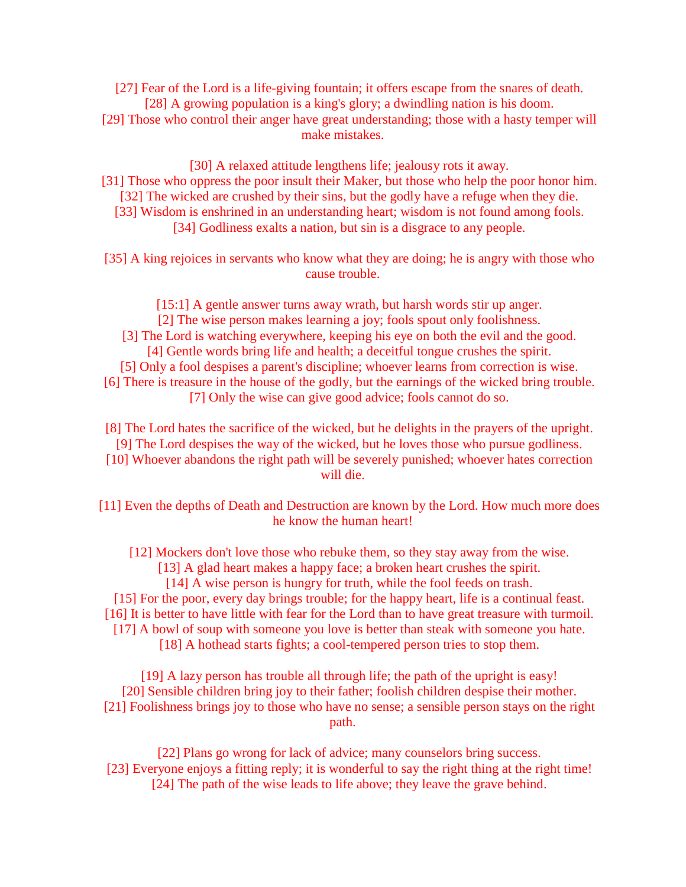[27] Fear of the Lord is a life-giving fountain; it offers escape from the snares of death.
[28] A growing population is a king's glory; a dwindling nation is his doom.
[29] Those who control their anger have great understanding; those with a hasty temper will make mistakes.

[30] A relaxed attitude lengthens life; jealousy rots it away.
[31] Those who oppress the poor insult their Maker, but those who help the poor honor him.
[32] The wicked are crushed by their sins, but the godly have a refuge when they die.
[33] Wisdom is enshrined in an understanding heart; wisdom is not found among fools.
[34] Godliness exalts a nation, but sin is a disgrace to any people.

[35] A king rejoices in servants who know what they are doing; he is angry with those who cause trouble.

[15:1] A gentle answer turns away wrath, but harsh words stir up anger.
[2] The wise person makes learning a joy; fools spout only foolishness.
[3] The Lord is watching everywhere, keeping his eye on both the evil and the good.
[4] Gentle words bring life and health; a deceitful tongue crushes the spirit.
[5] Only a fool despises a parent's discipline; whoever learns from correction is wise.
[6] There is treasure in the house of the godly, but the earnings of the wicked bring trouble.
[7] Only the wise can give good advice; fools cannot do so.

[8] The Lord hates the sacrifice of the wicked, but he delights in the prayers of the upright.
[9] The Lord despises the way of the wicked, but he loves those who pursue godliness.
[10] Whoever abandons the right path will be severely punished; whoever hates correction will die.

[11] Even the depths of Death and Destruction are known by the Lord. How much more does he know the human heart!

[12] Mockers don't love those who rebuke them, so they stay away from the wise.
[13] A glad heart makes a happy face; a broken heart crushes the spirit.
[14] A wise person is hungry for truth, while the fool feeds on trash.
[15] For the poor, every day brings trouble; for the happy heart, life is a continual feast.
[16] It is better to have little with fear for the Lord than to have great treasure with turmoil.
[17] A bowl of soup with someone you love is better than steak with someone you hate.
[18] A hothead starts fights; a cool-tempered person tries to stop them.

[19] A lazy person has trouble all through life; the path of the upright is easy!
[20] Sensible children bring joy to their father; foolish children despise their mother.
[21] Foolishness brings joy to those who have no sense; a sensible person stays on the right path.

[22] Plans go wrong for lack of advice; many counselors bring success.
[23] Everyone enjoys a fitting reply; it is wonderful to say the right thing at the right time!
[24] The path of the wise leads to life above; they leave the grave behind.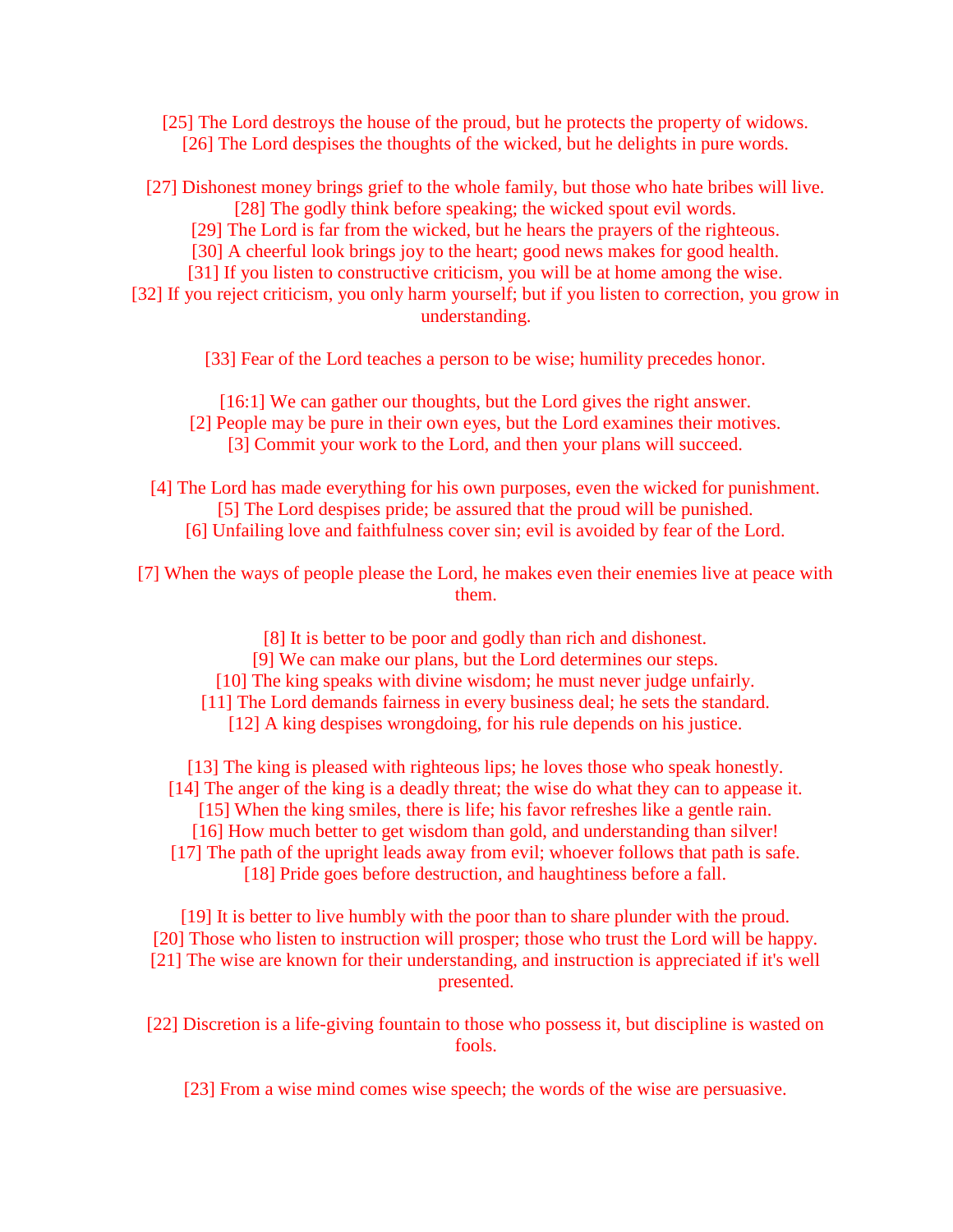[25] The Lord destroys the house of the proud, but he protects the property of widows.
[26] The Lord despises the thoughts of the wicked, but he delights in pure words.

[27] Dishonest money brings grief to the whole family, but those who hate bribes will live.
[28] The godly think before speaking; the wicked spout evil words.
[29] The Lord is far from the wicked, but he hears the prayers of the righteous.
[30] A cheerful look brings joy to the heart; good news makes for good health.
[31] If you listen to constructive criticism, you will be at home among the wise.
[32] If you reject criticism, you only harm yourself; but if you listen to correction, you grow in understanding.

[33] Fear of the Lord teaches a person to be wise; humility precedes honor.

[16:1] We can gather our thoughts, but the Lord gives the right answer.
[2] People may be pure in their own eyes, but the Lord examines their motives.
[3] Commit your work to the Lord, and then your plans will succeed.

[4] The Lord has made everything for his own purposes, even the wicked for punishment.
[5] The Lord despises pride; be assured that the proud will be punished.
[6] Unfailing love and faithfulness cover sin; evil is avoided by fear of the Lord.

[7] When the ways of people please the Lord, he makes even their enemies live at peace with them.

[8] It is better to be poor and godly than rich and dishonest.
[9] We can make our plans, but the Lord determines our steps.
[10] The king speaks with divine wisdom; he must never judge unfairly.
[11] The Lord demands fairness in every business deal; he sets the standard.
[12] A king despises wrongdoing, for his rule depends on his justice.

[13] The king is pleased with righteous lips; he loves those who speak honestly.
[14] The anger of the king is a deadly threat; the wise do what they can to appease it.
[15] When the king smiles, there is life; his favor refreshes like a gentle rain.
[16] How much better to get wisdom than gold, and understanding than silver!
[17] The path of the upright leads away from evil; whoever follows that path is safe.
[18] Pride goes before destruction, and haughtiness before a fall.

[19] It is better to live humbly with the poor than to share plunder with the proud.
[20] Those who listen to instruction will prosper; those who trust the Lord will be happy.
[21] The wise are known for their understanding, and instruction is appreciated if it's well presented.

[22] Discretion is a life-giving fountain to those who possess it, but discipline is wasted on fools.

[23] From a wise mind comes wise speech; the words of the wise are persuasive.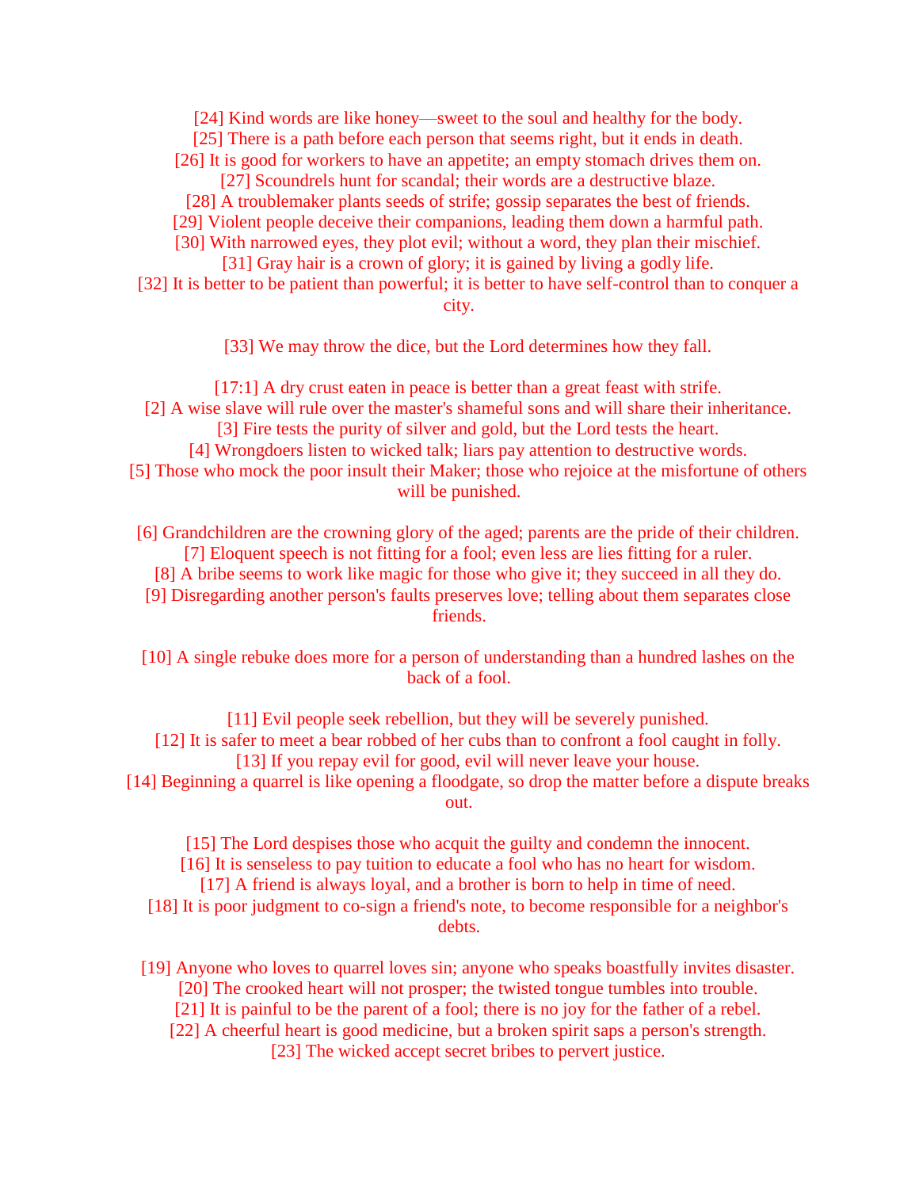[24] Kind words are like honey—sweet to the soul and healthy for the body.
[25] There is a path before each person that seems right, but it ends in death.
[26] It is good for workers to have an appetite; an empty stomach drives them on.
[27] Scoundrels hunt for scandal; their words are a destructive blaze.
[28] A troublemaker plants seeds of strife; gossip separates the best of friends.
[29] Violent people deceive their companions, leading them down a harmful path.
[30] With narrowed eyes, they plot evil; without a word, they plan their mischief.
[31] Gray hair is a crown of glory; it is gained by living a godly life.
[32] It is better to be patient than powerful; it is better to have self-control than to conquer a city.

[33] We may throw the dice, but the Lord determines how they fall.

[17:1] A dry crust eaten in peace is better than a great feast with strife.
[2] A wise slave will rule over the master's shameful sons and will share their inheritance.
[3] Fire tests the purity of silver and gold, but the Lord tests the heart.
[4] Wrongdoers listen to wicked talk; liars pay attention to destructive words.
[5] Those who mock the poor insult their Maker; those who rejoice at the misfortune of others will be punished.

[6] Grandchildren are the crowning glory of the aged; parents are the pride of their children.
[7] Eloquent speech is not fitting for a fool; even less are lies fitting for a ruler.
[8] A bribe seems to work like magic for those who give it; they succeed in all they do.
[9] Disregarding another person's faults preserves love; telling about them separates close friends.

[10] A single rebuke does more for a person of understanding than a hundred lashes on the back of a fool.

[11] Evil people seek rebellion, but they will be severely punished.
[12] It is safer to meet a bear robbed of her cubs than to confront a fool caught in folly.
[13] If you repay evil for good, evil will never leave your house.
[14] Beginning a quarrel is like opening a floodgate, so drop the matter before a dispute breaks out.

[15] The Lord despises those who acquit the guilty and condemn the innocent.
[16] It is senseless to pay tuition to educate a fool who has no heart for wisdom.
[17] A friend is always loyal, and a brother is born to help in time of need.
[18] It is poor judgment to co-sign a friend's note, to become responsible for a neighbor's debts.

[19] Anyone who loves to quarrel loves sin; anyone who speaks boastfully invites disaster.
[20] The crooked heart will not prosper; the twisted tongue tumbles into trouble.
[21] It is painful to be the parent of a fool; there is no joy for the father of a rebel.
[22] A cheerful heart is good medicine, but a broken spirit saps a person's strength.
[23] The wicked accept secret bribes to pervert justice.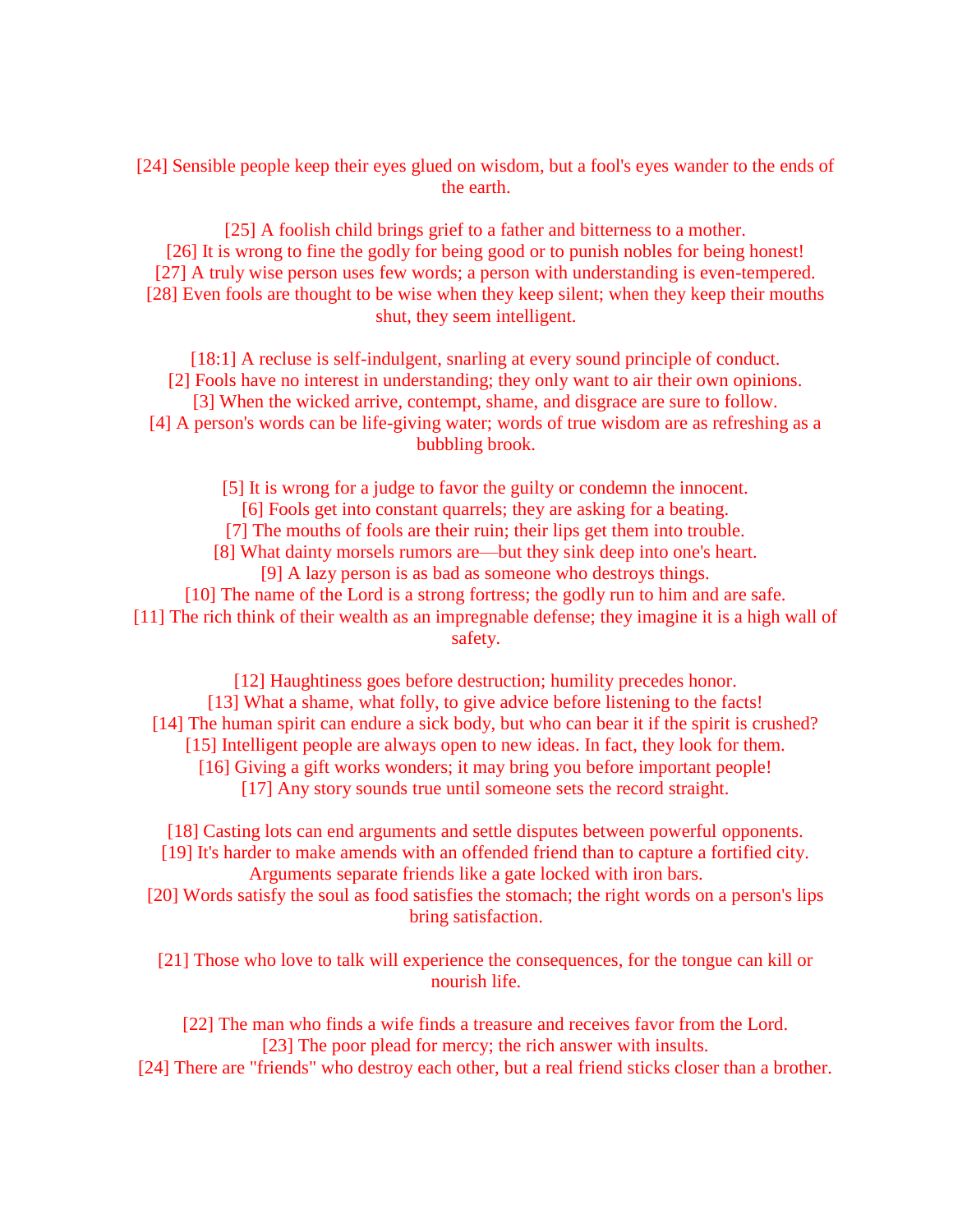[24] Sensible people keep their eyes glued on wisdom, but a fool's eyes wander to the ends of the earth.

[25] A foolish child brings grief to a father and bitterness to a mother.
[26] It is wrong to fine the godly for being good or to punish nobles for being honest!
[27] A truly wise person uses few words; a person with understanding is even-tempered.
[28] Even fools are thought to be wise when they keep silent; when they keep their mouths shut, they seem intelligent.

[18:1] A recluse is self-indulgent, snarling at every sound principle of conduct.
[2] Fools have no interest in understanding; they only want to air their own opinions.
[3] When the wicked arrive, contempt, shame, and disgrace are sure to follow.
[4] A person's words can be life-giving water; words of true wisdom are as refreshing as a bubbling brook.

[5] It is wrong for a judge to favor the guilty or condemn the innocent.
[6] Fools get into constant quarrels; they are asking for a beating.
[7] The mouths of fools are their ruin; their lips get them into trouble.
[8] What dainty morsels rumors are—but they sink deep into one's heart.
[9] A lazy person is as bad as someone who destroys things.
[10] The name of the Lord is a strong fortress; the godly run to him and are safe.
[11] The rich think of their wealth as an impregnable defense; they imagine it is a high wall of safety.

[12] Haughtiness goes before destruction; humility precedes honor.
[13] What a shame, what folly, to give advice before listening to the facts!
[14] The human spirit can endure a sick body, but who can bear it if the spirit is crushed?
[15] Intelligent people are always open to new ideas. In fact, they look for them.
[16] Giving a gift works wonders; it may bring you before important people!
[17] Any story sounds true until someone sets the record straight.

[18] Casting lots can end arguments and settle disputes between powerful opponents.
[19] It's harder to make amends with an offended friend than to capture a fortified city. Arguments separate friends like a gate locked with iron bars.
[20] Words satisfy the soul as food satisfies the stomach; the right words on a person's lips bring satisfaction.

[21] Those who love to talk will experience the consequences, for the tongue can kill or nourish life.

[22] The man who finds a wife finds a treasure and receives favor from the Lord.
[23] The poor plead for mercy; the rich answer with insults.
[24] There are "friends" who destroy each other, but a real friend sticks closer than a brother.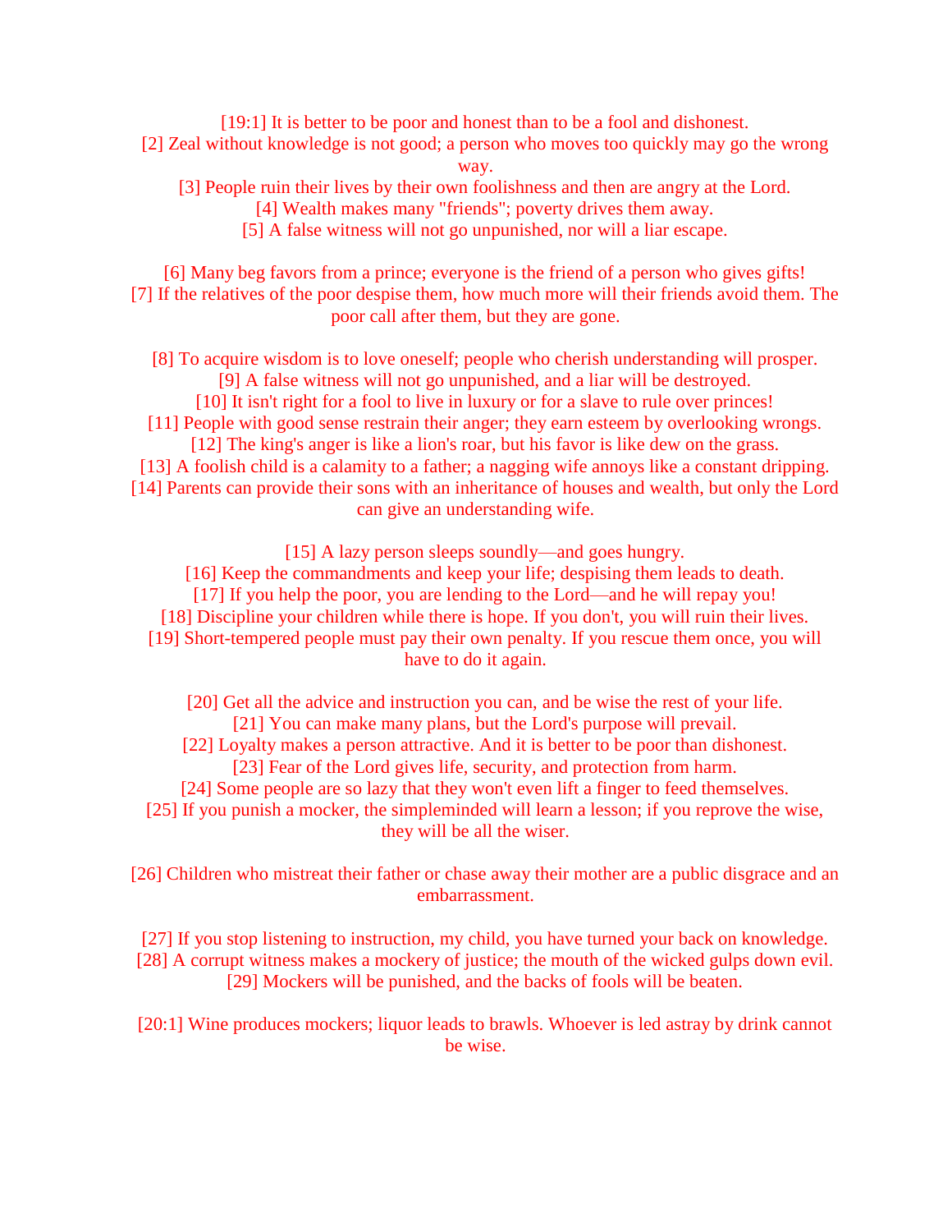[19:1] It is better to be poor and honest than to be a fool and dishonest.
[2] Zeal without knowledge is not good; a person who moves too quickly may go the wrong way.
[3] People ruin their lives by their own foolishness and then are angry at the Lord.
[4] Wealth makes many "friends"; poverty drives them away.
[5] A false witness will not go unpunished, nor will a liar escape.

[6] Many beg favors from a prince; everyone is the friend of a person who gives gifts!
[7] If the relatives of the poor despise them, how much more will their friends avoid them. The poor call after them, but they are gone.

[8] To acquire wisdom is to love oneself; people who cherish understanding will prosper.
[9] A false witness will not go unpunished, and a liar will be destroyed.
[10] It isn't right for a fool to live in luxury or for a slave to rule over princes!
[11] People with good sense restrain their anger; they earn esteem by overlooking wrongs.
[12] The king's anger is like a lion's roar, but his favor is like dew on the grass.
[13] A foolish child is a calamity to a father; a nagging wife annoys like a constant dripping.
[14] Parents can provide their sons with an inheritance of houses and wealth, but only the Lord can give an understanding wife.

[15] A lazy person sleeps soundly—and goes hungry.
[16] Keep the commandments and keep your life; despising them leads to death.
[17] If you help the poor, you are lending to the Lord—and he will repay you!
[18] Discipline your children while there is hope. If you don't, you will ruin their lives.
[19] Short-tempered people must pay their own penalty. If you rescue them once, you will have to do it again.

[20] Get all the advice and instruction you can, and be wise the rest of your life.
[21] You can make many plans, but the Lord's purpose will prevail.
[22] Loyalty makes a person attractive. And it is better to be poor than dishonest.
[23] Fear of the Lord gives life, security, and protection from harm.
[24] Some people are so lazy that they won't even lift a finger to feed themselves.
[25] If you punish a mocker, the simpleminded will learn a lesson; if you reprove the wise, they will be all the wiser.

[26] Children who mistreat their father or chase away their mother are a public disgrace and an embarrassment.

[27] If you stop listening to instruction, my child, you have turned your back on knowledge.
[28] A corrupt witness makes a mockery of justice; the mouth of the wicked gulps down evil.
[29] Mockers will be punished, and the backs of fools will be beaten.

[20:1] Wine produces mockers; liquor leads to brawls. Whoever is led astray by drink cannot be wise.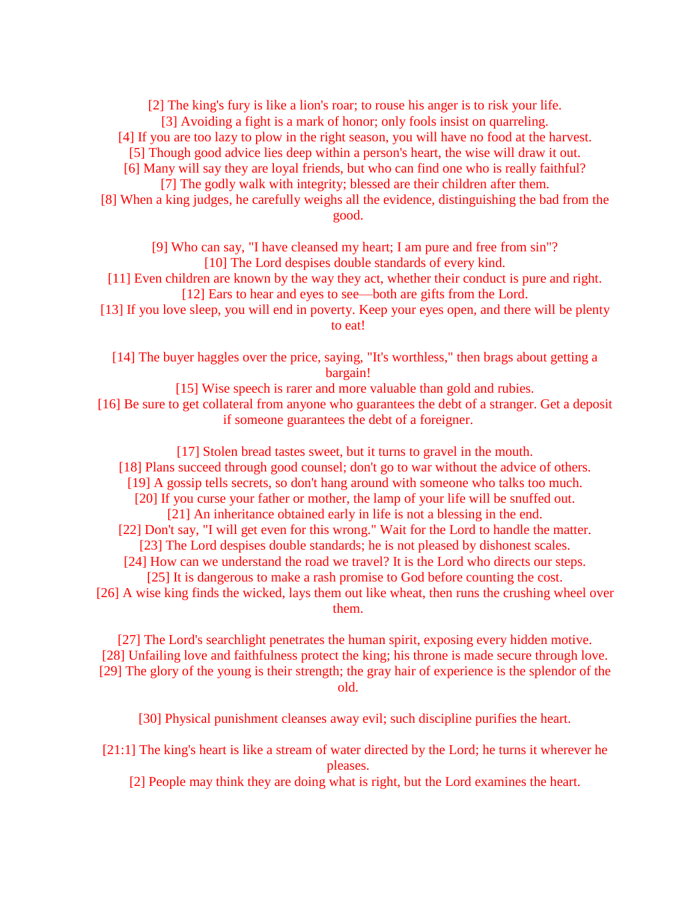[2] The king's fury is like a lion's roar; to rouse his anger is to risk your life.
[3] Avoiding a fight is a mark of honor; only fools insist on quarreling.
[4] If you are too lazy to plow in the right season, you will have no food at the harvest.
[5] Though good advice lies deep within a person's heart, the wise will draw it out.
[6] Many will say they are loyal friends, but who can find one who is really faithful?
[7] The godly walk with integrity; blessed are their children after them.
[8] When a king judges, he carefully weighs all the evidence, distinguishing the bad from the good.

[9] Who can say, "I have cleansed my heart; I am pure and free from sin"?
[10] The Lord despises double standards of every kind.
[11] Even children are known by the way they act, whether their conduct is pure and right.
[12] Ears to hear and eyes to see—both are gifts from the Lord.
[13] If you love sleep, you will end in poverty. Keep your eyes open, and there will be plenty to eat!

[14] The buyer haggles over the price, saying, "It's worthless," then brags about getting a bargain!
[15] Wise speech is rarer and more valuable than gold and rubies.
[16] Be sure to get collateral from anyone who guarantees the debt of a stranger. Get a deposit if someone guarantees the debt of a foreigner.

[17] Stolen bread tastes sweet, but it turns to gravel in the mouth.
[18] Plans succeed through good counsel; don't go to war without the advice of others.
[19] A gossip tells secrets, so don't hang around with someone who talks too much.
[20] If you curse your father or mother, the lamp of your life will be snuffed out.
[21] An inheritance obtained early in life is not a blessing in the end.
[22] Don't say, "I will get even for this wrong." Wait for the Lord to handle the matter.
[23] The Lord despises double standards; he is not pleased by dishonest scales.
[24] How can we understand the road we travel? It is the Lord who directs our steps.
[25] It is dangerous to make a rash promise to God before counting the cost.
[26] A wise king finds the wicked, lays them out like wheat, then runs the crushing wheel over them.

[27] The Lord's searchlight penetrates the human spirit, exposing every hidden motive.
[28] Unfailing love and faithfulness protect the king; his throne is made secure through love.
[29] The glory of the young is their strength; the gray hair of experience is the splendor of the old.

[30] Physical punishment cleanses away evil; such discipline purifies the heart.

[21:1] The king's heart is like a stream of water directed by the Lord; he turns it wherever he pleases.
[2] People may think they are doing what is right, but the Lord examines the heart.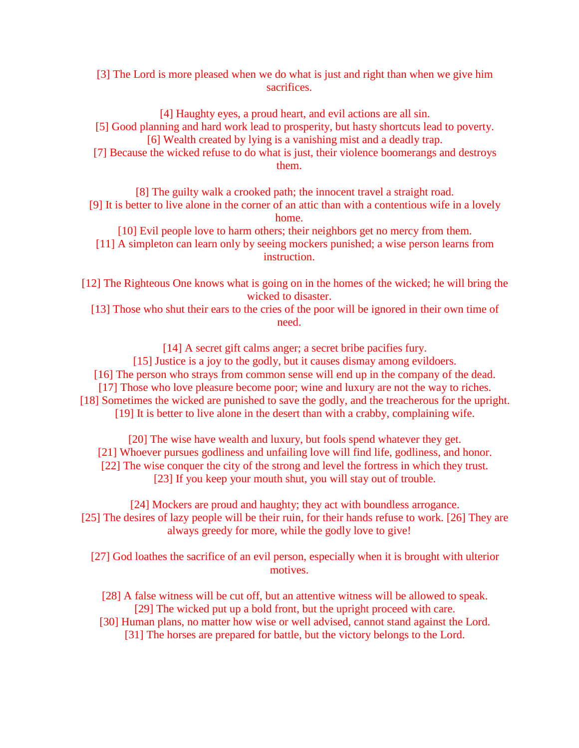[3] The Lord is more pleased when we do what is just and right than when we give him sacrifices.

[4] Haughty eyes, a proud heart, and evil actions are all sin.
[5] Good planning and hard work lead to prosperity, but hasty shortcuts lead to poverty.
[6] Wealth created by lying is a vanishing mist and a deadly trap.
[7] Because the wicked refuse to do what is just, their violence boomerangs and destroys them.

[8] The guilty walk a crooked path; the innocent travel a straight road.
[9] It is better to live alone in the corner of an attic than with a contentious wife in a lovely home.
[10] Evil people love to harm others; their neighbors get no mercy from them.
[11] A simpleton can learn only by seeing mockers punished; a wise person learns from instruction.

[12] The Righteous One knows what is going on in the homes of the wicked; he will bring the wicked to disaster.
[13] Those who shut their ears to the cries of the poor will be ignored in their own time of need.

[14] A secret gift calms anger; a secret bribe pacifies fury.
[15] Justice is a joy to the godly, but it causes dismay among evildoers.
[16] The person who strays from common sense will end up in the company of the dead.
[17] Those who love pleasure become poor; wine and luxury are not the way to riches.
[18] Sometimes the wicked are punished to save the godly, and the treacherous for the upright.
[19] It is better to live alone in the desert than with a crabby, complaining wife.

[20] The wise have wealth and luxury, but fools spend whatever they get.
[21] Whoever pursues godliness and unfailing love will find life, godliness, and honor.
[22] The wise conquer the city of the strong and level the fortress in which they trust.
[23] If you keep your mouth shut, you will stay out of trouble.

[24] Mockers are proud and haughty; they act with boundless arrogance.
[25] The desires of lazy people will be their ruin, for their hands refuse to work. [26] They are always greedy for more, while the godly love to give!

[27] God loathes the sacrifice of an evil person, especially when it is brought with ulterior motives.

[28] A false witness will be cut off, but an attentive witness will be allowed to speak.
[29] The wicked put up a bold front, but the upright proceed with care.
[30] Human plans, no matter how wise or well advised, cannot stand against the Lord.
[31] The horses are prepared for battle, but the victory belongs to the Lord.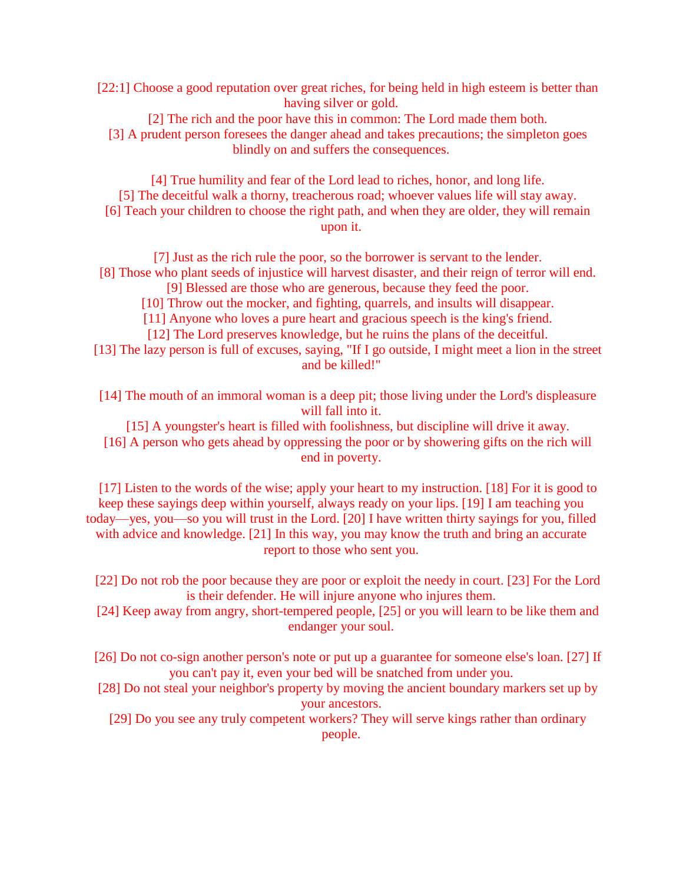[22:1] Choose a good reputation over great riches, for being held in high esteem is better than having silver or gold.
[2] The rich and the poor have this in common: The Lord made them both.
[3] A prudent person foresees the danger ahead and takes precautions; the simpleton goes blindly on and suffers the consequences.

[4] True humility and fear of the Lord lead to riches, honor, and long life.
[5] The deceitful walk a thorny, treacherous road; whoever values life will stay away.
[6] Teach your children to choose the right path, and when they are older, they will remain upon it.

[7] Just as the rich rule the poor, so the borrower is servant to the lender.
[8] Those who plant seeds of injustice will harvest disaster, and their reign of terror will end.
[9] Blessed are those who are generous, because they feed the poor.
[10] Throw out the mocker, and fighting, quarrels, and insults will disappear.
[11] Anyone who loves a pure heart and gracious speech is the king's friend.
[12] The Lord preserves knowledge, but he ruins the plans of the deceitful.
[13] The lazy person is full of excuses, saying, "If I go outside, I might meet a lion in the street and be killed!"

[14] The mouth of an immoral woman is a deep pit; those living under the Lord's displeasure will fall into it.
[15] A youngster's heart is filled with foolishness, but discipline will drive it away.
[16] A person who gets ahead by oppressing the poor or by showering gifts on the rich will end in poverty.

[17] Listen to the words of the wise; apply your heart to my instruction. [18] For it is good to keep these sayings deep within yourself, always ready on your lips. [19] I am teaching you today—yes, you—so you will trust in the Lord. [20] I have written thirty sayings for you, filled with advice and knowledge. [21] In this way, you may know the truth and bring an accurate report to those who sent you.

[22] Do not rob the poor because they are poor or exploit the needy in court. [23] For the Lord is their defender. He will injure anyone who injures them.
[24] Keep away from angry, short-tempered people, [25] or you will learn to be like them and endanger your soul.

[26] Do not co-sign another person's note or put up a guarantee for someone else's loan. [27] If you can't pay it, even your bed will be snatched from under you.
[28] Do not steal your neighbor's property by moving the ancient boundary markers set up by your ancestors.
[29] Do you see any truly competent workers? They will serve kings rather than ordinary people.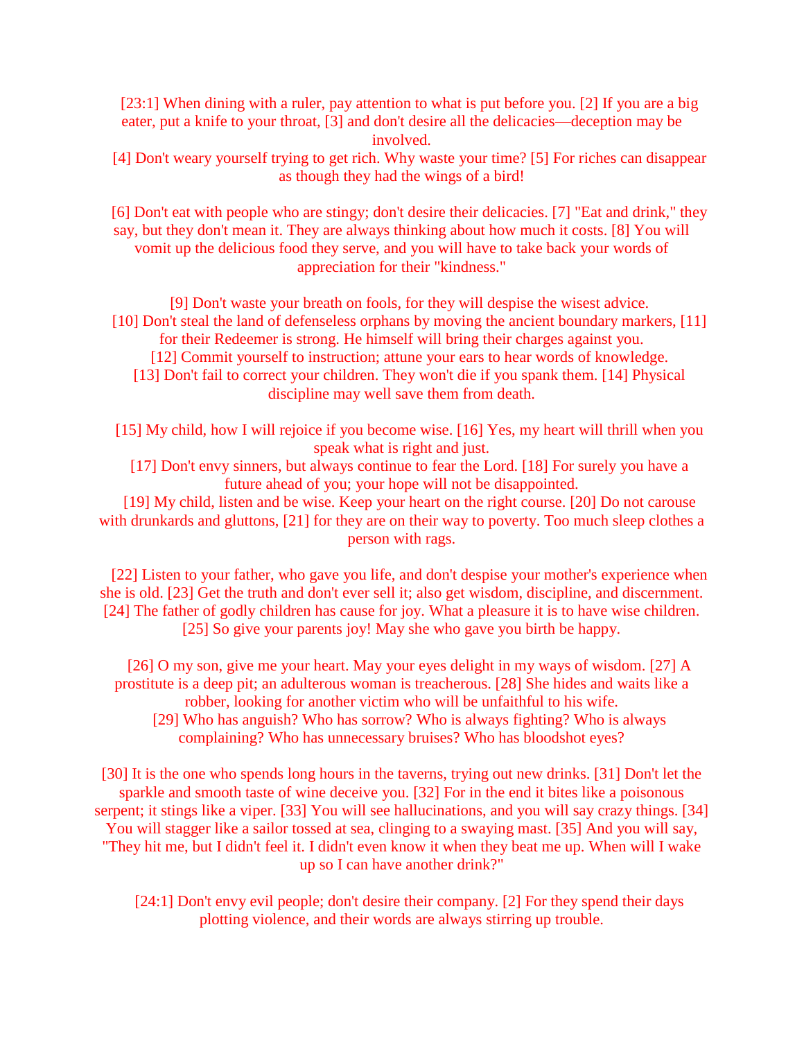[23:1] When dining with a ruler, pay attention to what is put before you. [2] If you are a big eater, put a knife to your throat, [3] and don't desire all the delicacies—deception may be involved.
[4] Don't weary yourself trying to get rich. Why waste your time? [5] For riches can disappear as though they had the wings of a bird!

[6] Don't eat with people who are stingy; don't desire their delicacies. [7] "Eat and drink," they say, but they don't mean it. They are always thinking about how much it costs. [8] You will vomit up the delicious food they serve, and you will have to take back your words of appreciation for their "kindness."

[9] Don't waste your breath on fools, for they will despise the wisest advice.
[10] Don't steal the land of defenseless orphans by moving the ancient boundary markers, [11] for their Redeemer is strong. He himself will bring their charges against you.
[12] Commit yourself to instruction; attune your ears to hear words of knowledge.
[13] Don't fail to correct your children. They won't die if you spank them. [14] Physical discipline may well save them from death.

[15] My child, how I will rejoice if you become wise. [16] Yes, my heart will thrill when you speak what is right and just.
[17] Don't envy sinners, but always continue to fear the Lord. [18] For surely you have a future ahead of you; your hope will not be disappointed.
[19] My child, listen and be wise. Keep your heart on the right course. [20] Do not carouse with drunkards and gluttons, [21] for they are on their way to poverty. Too much sleep clothes a person with rags.

[22] Listen to your father, who gave you life, and don't despise your mother's experience when she is old. [23] Get the truth and don't ever sell it; also get wisdom, discipline, and discernment.
[24] The father of godly children has cause for joy. What a pleasure it is to have wise children.
[25] So give your parents joy! May she who gave you birth be happy.

[26] O my son, give me your heart. May your eyes delight in my ways of wisdom. [27] A prostitute is a deep pit; an adulterous woman is treacherous. [28] She hides and waits like a robber, looking for another victim who will be unfaithful to his wife.
[29] Who has anguish? Who has sorrow? Who is always fighting? Who is always complaining? Who has unnecessary bruises? Who has bloodshot eyes?

[30] It is the one who spends long hours in the taverns, trying out new drinks. [31] Don't let the sparkle and smooth taste of wine deceive you. [32] For in the end it bites like a poisonous serpent; it stings like a viper. [33] You will see hallucinations, and you will say crazy things. [34] You will stagger like a sailor tossed at sea, clinging to a swaying mast. [35] And you will say, "They hit me, but I didn't feel it. I didn't even know it when they beat me up. When will I wake up so I can have another drink?"

[24:1] Don't envy evil people; don't desire their company. [2] For they spend their days plotting violence, and their words are always stirring up trouble.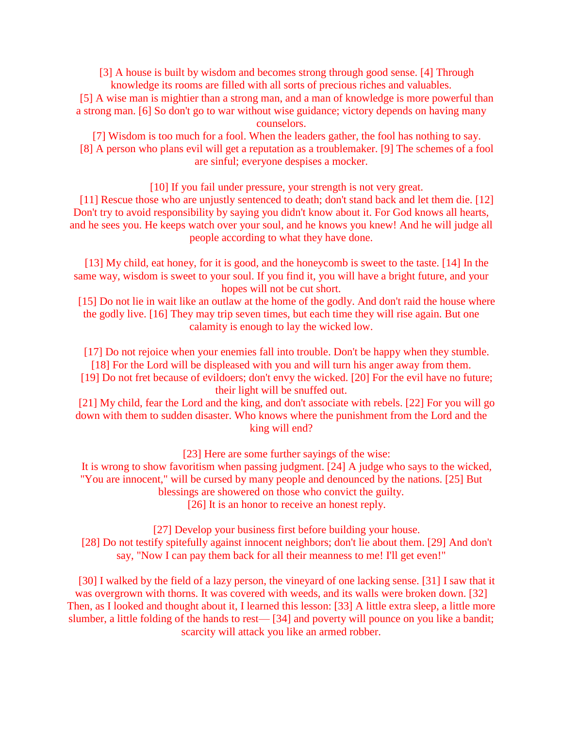[3] A house is built by wisdom and becomes strong through good sense. [4] Through knowledge its rooms are filled with all sorts of precious riches and valuables.
[5] A wise man is mightier than a strong man, and a man of knowledge is more powerful than a strong man. [6] So don't go to war without wise guidance; victory depends on having many counselors.
[7] Wisdom is too much for a fool. When the leaders gather, the fool has nothing to say.
[8] A person who plans evil will get a reputation as a troublemaker. [9] The schemes of a fool are sinful; everyone despises a mocker.

[10] If you fail under pressure, your strength is not very great.
[11] Rescue those who are unjustly sentenced to death; don't stand back and let them die. [12] Don't try to avoid responsibility by saying you didn't know about it. For God knows all hearts, and he sees you. He keeps watch over your soul, and he knows you knew! And he will judge all people according to what they have done.

[13] My child, eat honey, for it is good, and the honeycomb is sweet to the taste. [14] In the same way, wisdom is sweet to your soul. If you find it, you will have a bright future, and your hopes will not be cut short.
[15] Do not lie in wait like an outlaw at the home of the godly. And don't raid the house where the godly live. [16] They may trip seven times, but each time they will rise again. But one calamity is enough to lay the wicked low.

[17] Do not rejoice when your enemies fall into trouble. Don't be happy when they stumble.
[18] For the Lord will be displeased with you and will turn his anger away from them.
[19] Do not fret because of evildoers; don't envy the wicked. [20] For the evil have no future; their light will be snuffed out.
[21] My child, fear the Lord and the king, and don't associate with rebels. [22] For you will go down with them to sudden disaster. Who knows where the punishment from the Lord and the king will end?

[23] Here are some further sayings of the wise:
It is wrong to show favoritism when passing judgment. [24] A judge who says to the wicked, "You are innocent," will be cursed by many people and denounced by the nations. [25] But blessings are showered on those who convict the guilty.
[26] It is an honor to receive an honest reply.

[27] Develop your business first before building your house.
[28] Do not testify spitefully against innocent neighbors; don't lie about them. [29] And don't say, "Now I can pay them back for all their meanness to me! I'll get even!"

[30] I walked by the field of a lazy person, the vineyard of one lacking sense. [31] I saw that it was overgrown with thorns. It was covered with weeds, and its walls were broken down. [32] Then, as I looked and thought about it, I learned this lesson: [33] A little extra sleep, a little more slumber, a little folding of the hands to rest— [34] and poverty will pounce on you like a bandit; scarcity will attack you like an armed robber.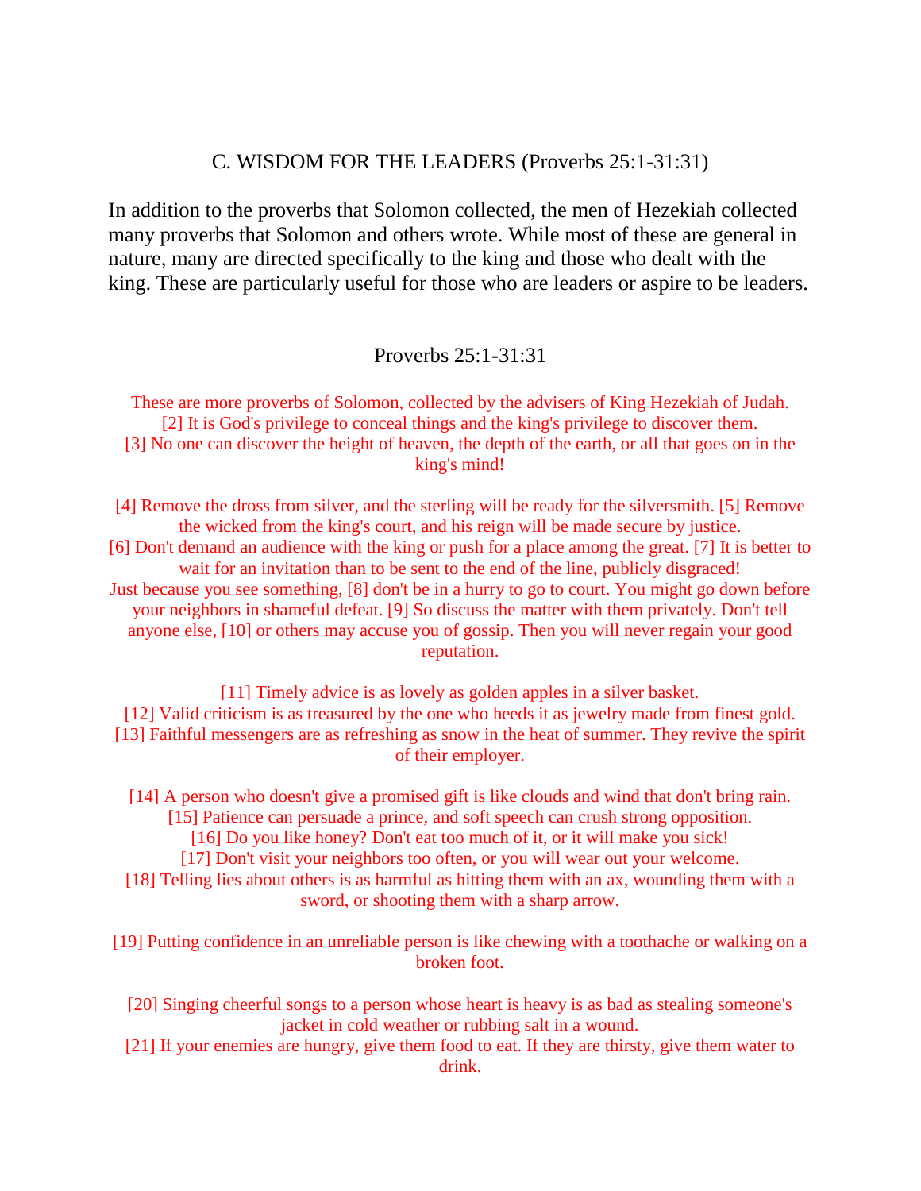## C. WISDOM FOR THE LEADERS (Proverbs 25:1-31:31)

In addition to the proverbs that Solomon collected, the men of Hezekiah collected many proverbs that Solomon and others wrote. While most of these are general in nature, many are directed specifically to the king and those who dealt with the king. These are particularly useful for those who are leaders or aspire to be leaders.

### Proverbs 25:1-31:31

These are more proverbs of Solomon, collected by the advisers of King Hezekiah of Judah.
[2] It is God's privilege to conceal things and the king's privilege to discover them.
[3] No one can discover the height of heaven, the depth of the earth, or all that goes on in the king's mind!

[4] Remove the dross from silver, and the sterling will be ready for the silversmith. [5] Remove the wicked from the king's court, and his reign will be made secure by justice.
[6] Don't demand an audience with the king or push for a place among the great. [7] It is better to wait for an invitation than to be sent to the end of the line, publicly disgraced!
Just because you see something, [8] don't be in a hurry to go to court. You might go down before your neighbors in shameful defeat. [9] So discuss the matter with them privately. Don't tell anyone else, [10] or others may accuse you of gossip. Then you will never regain your good reputation.

[11] Timely advice is as lovely as golden apples in a silver basket.
[12] Valid criticism is as treasured by the one who heeds it as jewelry made from finest gold.
[13] Faithful messengers are as refreshing as snow in the heat of summer. They revive the spirit of their employer.

[14] A person who doesn't give a promised gift is like clouds and wind that don't bring rain.
[15] Patience can persuade a prince, and soft speech can crush strong opposition.
[16] Do you like honey? Don't eat too much of it, or it will make you sick!
[17] Don't visit your neighbors too often, or you will wear out your welcome.
[18] Telling lies about others is as harmful as hitting them with an ax, wounding them with a sword, or shooting them with a sharp arrow.

[19] Putting confidence in an unreliable person is like chewing with a toothache or walking on a broken foot.

[20] Singing cheerful songs to a person whose heart is heavy is as bad as stealing someone's jacket in cold weather or rubbing salt in a wound.
[21] If your enemies are hungry, give them food to eat. If they are thirsty, give them water to drink.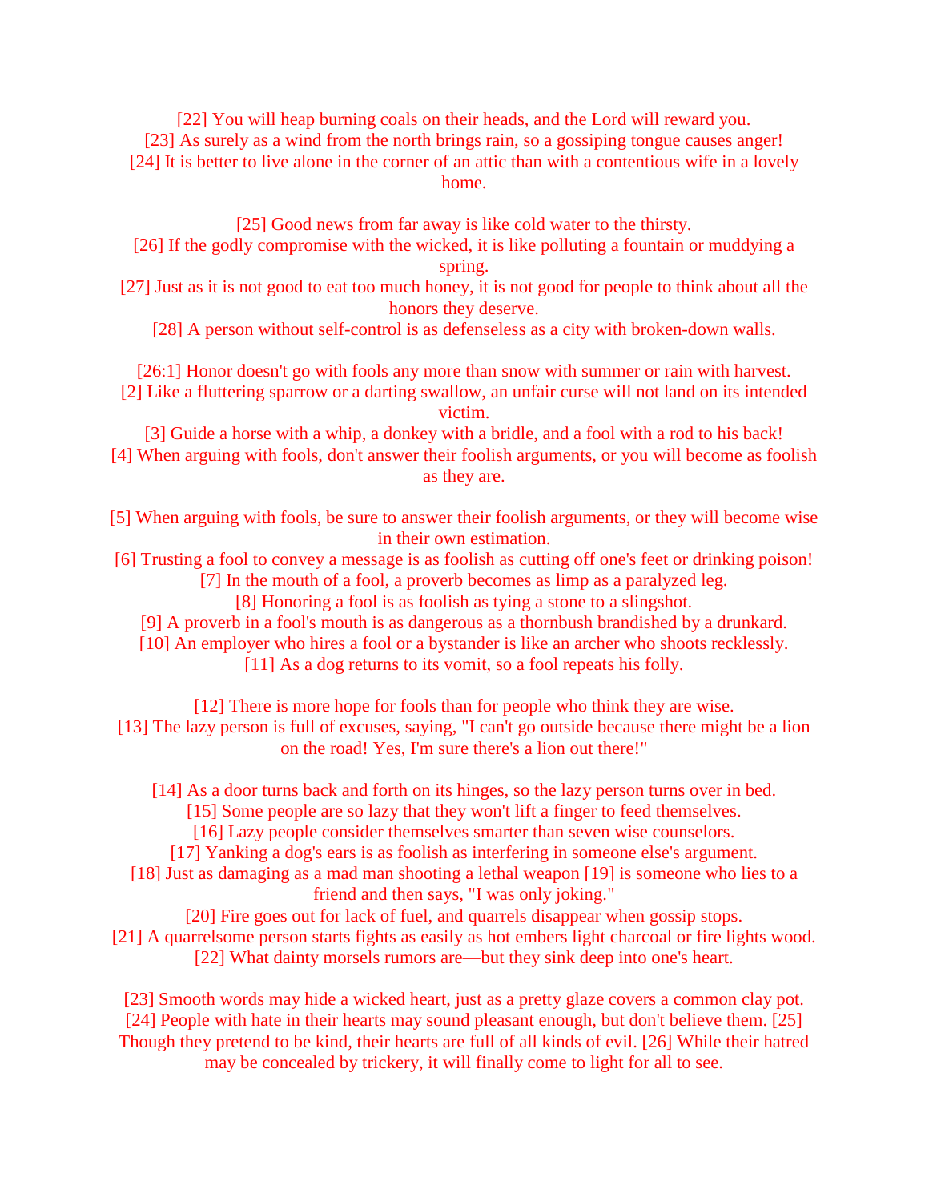[22] You will heap burning coals on their heads, and the Lord will reward you.
[23] As surely as a wind from the north brings rain, so a gossiping tongue causes anger!
[24] It is better to live alone in the corner of an attic than with a contentious wife in a lovely home.

[25] Good news from far away is like cold water to the thirsty.
[26] If the godly compromise with the wicked, it is like polluting a fountain or muddying a spring.
[27] Just as it is not good to eat too much honey, it is not good for people to think about all the honors they deserve.
[28] A person without self-control is as defenseless as a city with broken-down walls.

[26:1] Honor doesn't go with fools any more than snow with summer or rain with harvest.
[2] Like a fluttering sparrow or a darting swallow, an unfair curse will not land on its intended victim.
[3] Guide a horse with a whip, a donkey with a bridle, and a fool with a rod to his back!
[4] When arguing with fools, don't answer their foolish arguments, or you will become as foolish as they are.

[5] When arguing with fools, be sure to answer their foolish arguments, or they will become wise in their own estimation.
[6] Trusting a fool to convey a message is as foolish as cutting off one's feet or drinking poison!
[7] In the mouth of a fool, a proverb becomes as limp as a paralyzed leg.
[8] Honoring a fool is as foolish as tying a stone to a slingshot.
[9] A proverb in a fool's mouth is as dangerous as a thornbush brandished by a drunkard.
[10] An employer who hires a fool or a bystander is like an archer who shoots recklessly.
[11] As a dog returns to its vomit, so a fool repeats his folly.

[12] There is more hope for fools than for people who think they are wise.
[13] The lazy person is full of excuses, saying, "I can't go outside because there might be a lion on the road! Yes, I'm sure there's a lion out there!"

[14] As a door turns back and forth on its hinges, so the lazy person turns over in bed.
[15] Some people are so lazy that they won't lift a finger to feed themselves.
[16] Lazy people consider themselves smarter than seven wise counselors.
[17] Yanking a dog's ears is as foolish as interfering in someone else's argument.
[18] Just as damaging as a mad man shooting a lethal weapon [19] is someone who lies to a friend and then says, "I was only joking."
[20] Fire goes out for lack of fuel, and quarrels disappear when gossip stops.
[21] A quarrelsome person starts fights as easily as hot embers light charcoal or fire lights wood.
[22] What dainty morsels rumors are—but they sink deep into one's heart.

[23] Smooth words may hide a wicked heart, just as a pretty glaze covers a common clay pot.
[24] People with hate in their hearts may sound pleasant enough, but don't believe them. [25] Though they pretend to be kind, their hearts are full of all kinds of evil. [26] While their hatred may be concealed by trickery, it will finally come to light for all to see.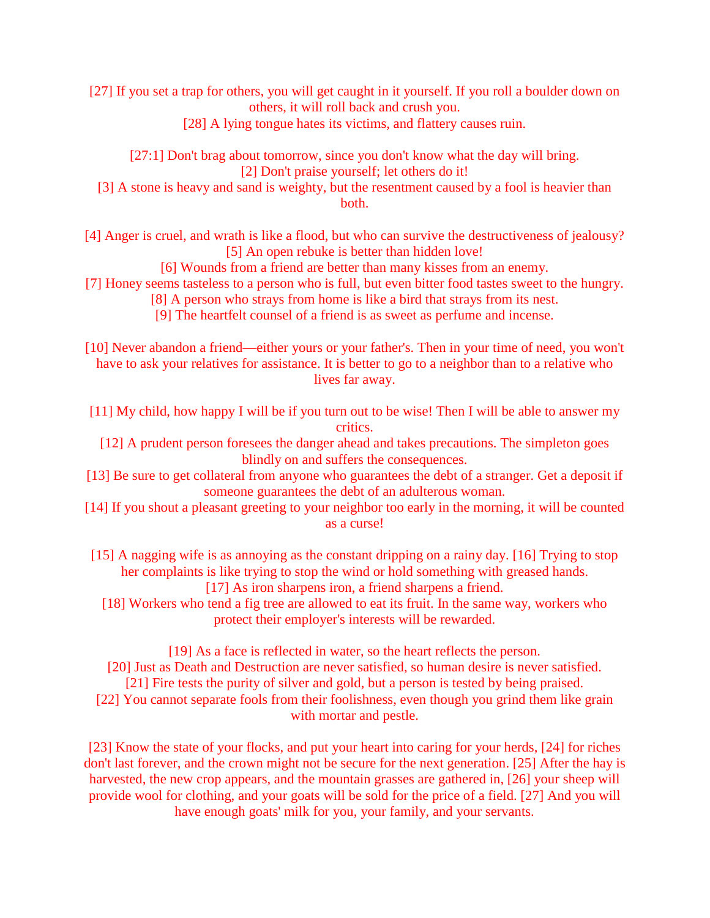[27] If you set a trap for others, you will get caught in it yourself. If you roll a boulder down on others, it will roll back and crush you.
[28] A lying tongue hates its victims, and flattery causes ruin.

[27:1] Don't brag about tomorrow, since you don't know what the day will bring.
[2] Don't praise yourself; let others do it!
[3] A stone is heavy and sand is weighty, but the resentment caused by a fool is heavier than both.

[4] Anger is cruel, and wrath is like a flood, but who can survive the destructiveness of jealousy?
[5] An open rebuke is better than hidden love!
[6] Wounds from a friend are better than many kisses from an enemy.
[7] Honey seems tasteless to a person who is full, but even bitter food tastes sweet to the hungry.
[8] A person who strays from home is like a bird that strays from its nest.
[9] The heartfelt counsel of a friend is as sweet as perfume and incense.

[10] Never abandon a friend—either yours or your father's. Then in your time of need, you won't have to ask your relatives for assistance. It is better to go to a neighbor than to a relative who lives far away.

[11] My child, how happy I will be if you turn out to be wise! Then I will be able to answer my critics.
[12] A prudent person foresees the danger ahead and takes precautions. The simpleton goes blindly on and suffers the consequences.
[13] Be sure to get collateral from anyone who guarantees the debt of a stranger. Get a deposit if someone guarantees the debt of an adulterous woman.
[14] If you shout a pleasant greeting to your neighbor too early in the morning, it will be counted as a curse!

[15] A nagging wife is as annoying as the constant dripping on a rainy day. [16] Trying to stop her complaints is like trying to stop the wind or hold something with greased hands.
[17] As iron sharpens iron, a friend sharpens a friend.
[18] Workers who tend a fig tree are allowed to eat its fruit. In the same way, workers who protect their employer's interests will be rewarded.

[19] As a face is reflected in water, so the heart reflects the person.
[20] Just as Death and Destruction are never satisfied, so human desire is never satisfied.
[21] Fire tests the purity of silver and gold, but a person is tested by being praised.
[22] You cannot separate fools from their foolishness, even though you grind them like grain with mortar and pestle.

[23] Know the state of your flocks, and put your heart into caring for your herds, [24] for riches don't last forever, and the crown might not be secure for the next generation. [25] After the hay is harvested, the new crop appears, and the mountain grasses are gathered in, [26] your sheep will provide wool for clothing, and your goats will be sold for the price of a field. [27] And you will have enough goats' milk for you, your family, and your servants.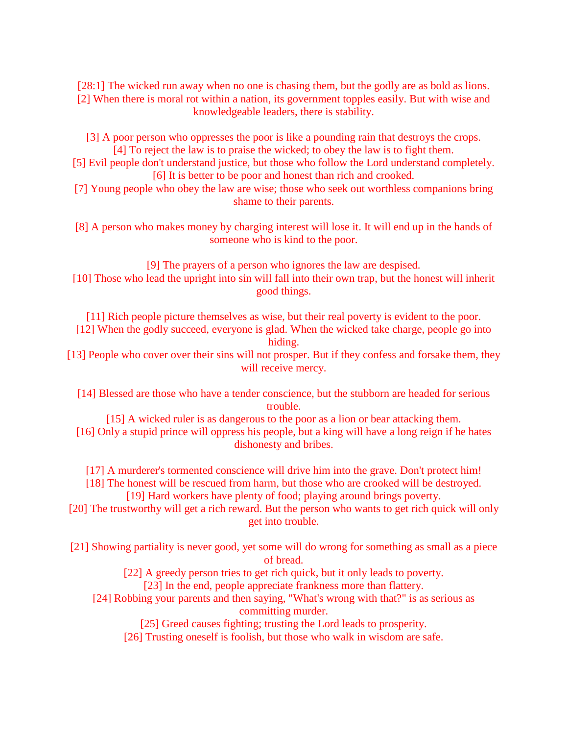[28:1] The wicked run away when no one is chasing them, but the godly are as bold as lions.
[2] When there is moral rot within a nation, its government topples easily. But with wise and knowledgeable leaders, there is stability.

[3] A poor person who oppresses the poor is like a pounding rain that destroys the crops.
[4] To reject the law is to praise the wicked; to obey the law is to fight them.
[5] Evil people don't understand justice, but those who follow the Lord understand completely.
[6] It is better to be poor and honest than rich and crooked.
[7] Young people who obey the law are wise; those who seek out worthless companions bring shame to their parents.

[8] A person who makes money by charging interest will lose it. It will end up in the hands of someone who is kind to the poor.

[9] The prayers of a person who ignores the law are despised.
[10] Those who lead the upright into sin will fall into their own trap, but the honest will inherit good things.

[11] Rich people picture themselves as wise, but their real poverty is evident to the poor.
[12] When the godly succeed, everyone is glad. When the wicked take charge, people go into hiding.
[13] People who cover over their sins will not prosper. But if they confess and forsake them, they will receive mercy.

[14] Blessed are those who have a tender conscience, but the stubborn are headed for serious trouble.
[15] A wicked ruler is as dangerous to the poor as a lion or bear attacking them.
[16] Only a stupid prince will oppress his people, but a king will have a long reign if he hates dishonesty and bribes.

[17] A murderer's tormented conscience will drive him into the grave. Don't protect him!
[18] The honest will be rescued from harm, but those who are crooked will be destroyed.
[19] Hard workers have plenty of food; playing around brings poverty.
[20] The trustworthy will get a rich reward. But the person who wants to get rich quick will only get into trouble.

[21] Showing partiality is never good, yet some will do wrong for something as small as a piece of bread.
[22] A greedy person tries to get rich quick, but it only leads to poverty.
[23] In the end, people appreciate frankness more than flattery.
[24] Robbing your parents and then saying, "What's wrong with that?" is as serious as committing murder.
[25] Greed causes fighting; trusting the Lord leads to prosperity.
[26] Trusting oneself is foolish, but those who walk in wisdom are safe.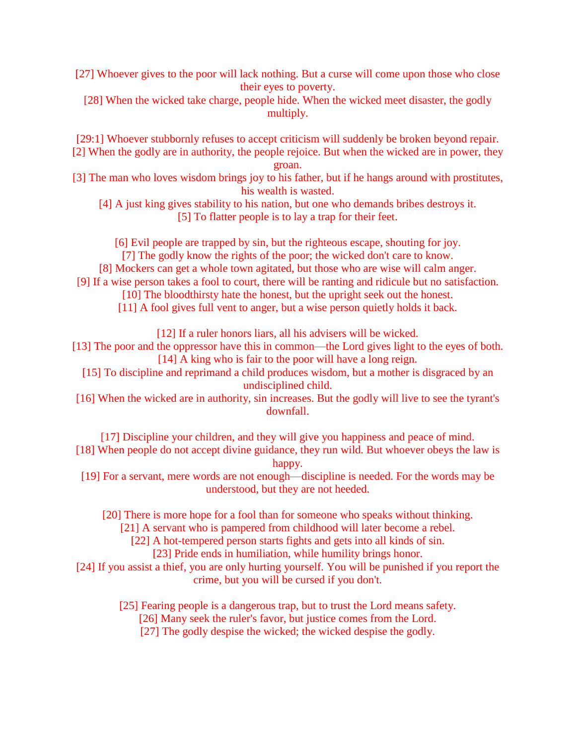[27] Whoever gives to the poor will lack nothing. But a curse will come upon those who close their eyes to poverty.
[28] When the wicked take charge, people hide. When the wicked meet disaster, the godly multiply.

[29:1] Whoever stubbornly refuses to accept criticism will suddenly be broken beyond repair.
[2] When the godly are in authority, the people rejoice. But when the wicked are in power, they groan.
[3] The man who loves wisdom brings joy to his father, but if he hangs around with prostitutes, his wealth is wasted.
[4] A just king gives stability to his nation, but one who demands bribes destroys it.
[5] To flatter people is to lay a trap for their feet.

[6] Evil people are trapped by sin, but the righteous escape, shouting for joy.
[7] The godly know the rights of the poor; the wicked don't care to know.
[8] Mockers can get a whole town agitated, but those who are wise will calm anger.
[9] If a wise person takes a fool to court, there will be ranting and ridicule but no satisfaction.
[10] The bloodthirsty hate the honest, but the upright seek out the honest.
[11] A fool gives full vent to anger, but a wise person quietly holds it back.

[12] If a ruler honors liars, all his advisers will be wicked.
[13] The poor and the oppressor have this in common—the Lord gives light to the eyes of both.
[14] A king who is fair to the poor will have a long reign.
[15] To discipline and reprimand a child produces wisdom, but a mother is disgraced by an undisciplined child.
[16] When the wicked are in authority, sin increases. But the godly will live to see the tyrant's downfall.

[17] Discipline your children, and they will give you happiness and peace of mind.
[18] When people do not accept divine guidance, they run wild. But whoever obeys the law is happy.
[19] For a servant, mere words are not enough—discipline is needed. For the words may be understood, but they are not heeded.

[20] There is more hope for a fool than for someone who speaks without thinking.
[21] A servant who is pampered from childhood will later become a rebel.
[22] A hot-tempered person starts fights and gets into all kinds of sin.
[23] Pride ends in humiliation, while humility brings honor.
[24] If you assist a thief, you are only hurting yourself. You will be punished if you report the crime, but you will be cursed if you don't.

[25] Fearing people is a dangerous trap, but to trust the Lord means safety.
[26] Many seek the ruler's favor, but justice comes from the Lord.
[27] The godly despise the wicked; the wicked despise the godly.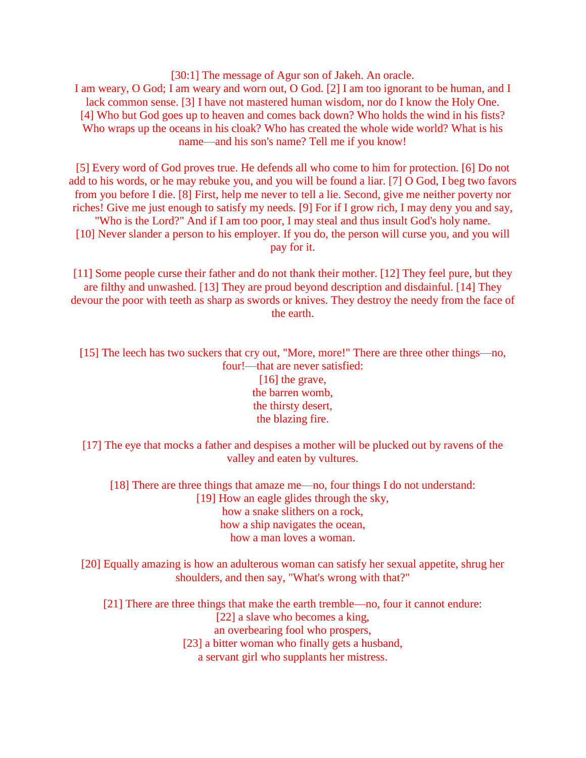[30:1] The message of Agur son of Jakeh. An oracle.
I am weary, O God; I am weary and worn out, O God. [2] I am too ignorant to be human, and I lack common sense. [3] I have not mastered human wisdom, nor do I know the Holy One. [4] Who but God goes up to heaven and comes back down? Who holds the wind in his fists? Who wraps up the oceans in his cloak? Who has created the whole wide world? What is his name—and his son's name? Tell me if you know!

[5] Every word of God proves true. He defends all who come to him for protection. [6] Do not add to his words, or he may rebuke you, and you will be found a liar. [7] O God, I beg two favors from you before I die. [8] First, help me never to tell a lie. Second, give me neither poverty nor riches! Give me just enough to satisfy my needs. [9] For if I grow rich, I may deny you and say, "Who is the Lord?" And if I am too poor, I may steal and thus insult God's holy name. [10] Never slander a person to his employer. If you do, the person will curse you, and you will pay for it.

[11] Some people curse their father and do not thank their mother. [12] They feel pure, but they are filthy and unwashed. [13] They are proud beyond description and disdainful. [14] They devour the poor with teeth as sharp as swords or knives. They destroy the needy from the face of the earth.

[15] The leech has two suckers that cry out, "More, more!" There are three other things—no, four!—that are never satisfied:
[16] the grave,
the barren womb,
the thirsty desert,
the blazing fire.

[17] The eye that mocks a father and despises a mother will be plucked out by ravens of the valley and eaten by vultures.

[18] There are three things that amaze me—no, four things I do not understand:
[19] How an eagle glides through the sky,
how a snake slithers on a rock,
how a ship navigates the ocean,
how a man loves a woman.

[20] Equally amazing is how an adulterous woman can satisfy her sexual appetite, shrug her shoulders, and then say, "What's wrong with that?"

[21] There are three things that make the earth tremble—no, four it cannot endure:
[22] a slave who becomes a king,
an overbearing fool who prospers,
[23] a bitter woman who finally gets a husband,
a servant girl who supplants her mistress.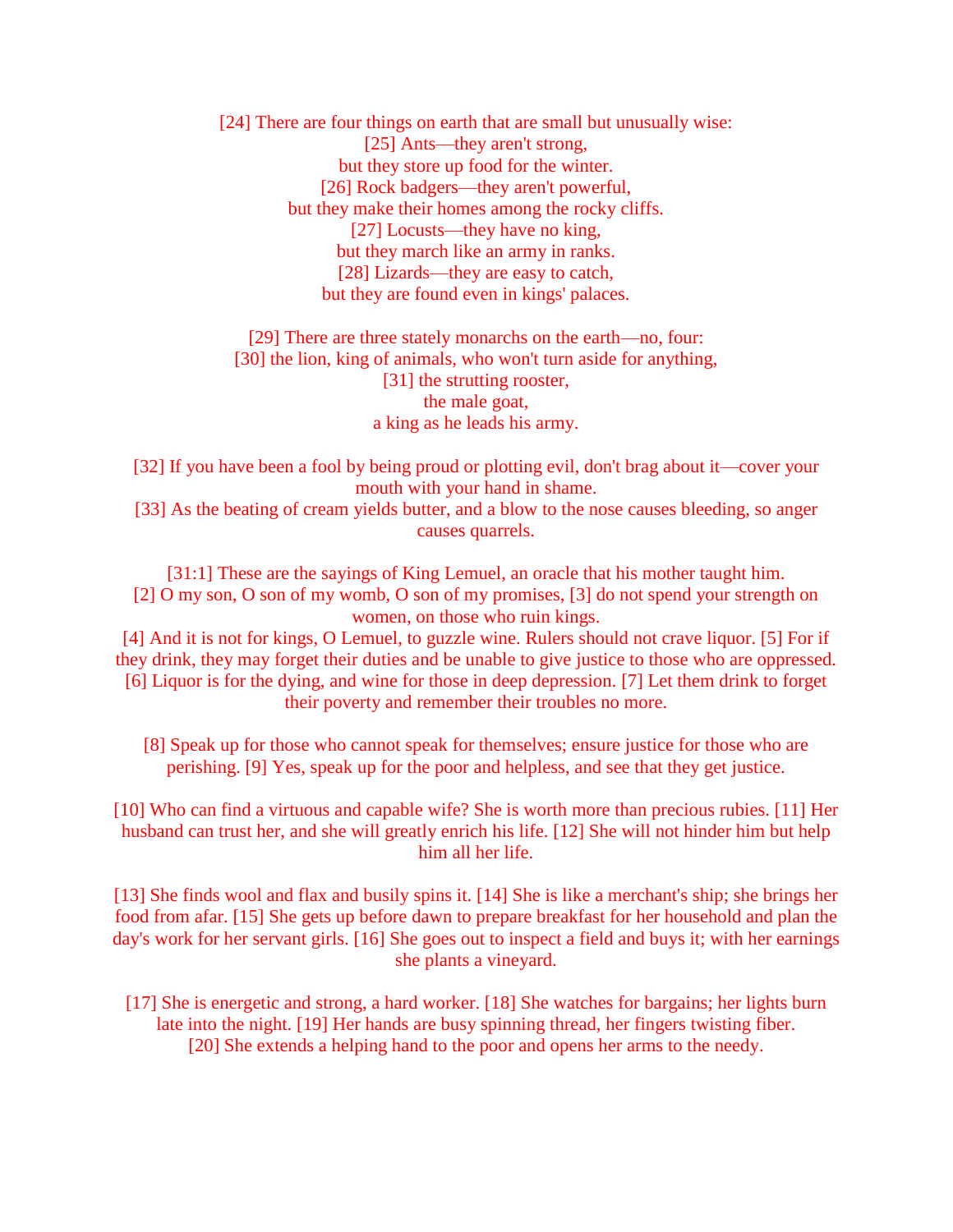[24] There are four things on earth that are small but unusually wise:
[25] Ants—they aren't strong,
but they store up food for the winter.
[26] Rock badgers—they aren't powerful,
but they make their homes among the rocky cliffs.
[27] Locusts—they have no king,
but they march like an army in ranks.
[28] Lizards—they are easy to catch,
but they are found even in kings' palaces.

[29] There are three stately monarchs on the earth—no, four:
[30] the lion, king of animals, who won't turn aside for anything,
[31] the strutting rooster,
the male goat,
a king as he leads his army.

[32] If you have been a fool by being proud or plotting evil, don't brag about it—cover your mouth with your hand in shame.
[33] As the beating of cream yields butter, and a blow to the nose causes bleeding, so anger causes quarrels.

[31:1] These are the sayings of King Lemuel, an oracle that his mother taught him.
[2] O my son, O son of my womb, O son of my promises, [3] do not spend your strength on women, on those who ruin kings.
[4] And it is not for kings, O Lemuel, to guzzle wine. Rulers should not crave liquor. [5] For if they drink, they may forget their duties and be unable to give justice to those who are oppressed. [6] Liquor is for the dying, and wine for those in deep depression. [7] Let them drink to forget their poverty and remember their troubles no more.

[8] Speak up for those who cannot speak for themselves; ensure justice for those who are perishing. [9] Yes, speak up for the poor and helpless, and see that they get justice.

[10] Who can find a virtuous and capable wife? She is worth more than precious rubies. [11] Her husband can trust her, and she will greatly enrich his life. [12] She will not hinder him but help him all her life.

[13] She finds wool and flax and busily spins it. [14] She is like a merchant's ship; she brings her food from afar. [15] She gets up before dawn to prepare breakfast for her household and plan the day's work for her servant girls. [16] She goes out to inspect a field and buys it; with her earnings she plants a vineyard.

[17] She is energetic and strong, a hard worker. [18] She watches for bargains; her lights burn late into the night. [19] Her hands are busy spinning thread, her fingers twisting fiber.
[20] She extends a helping hand to the poor and opens her arms to the needy.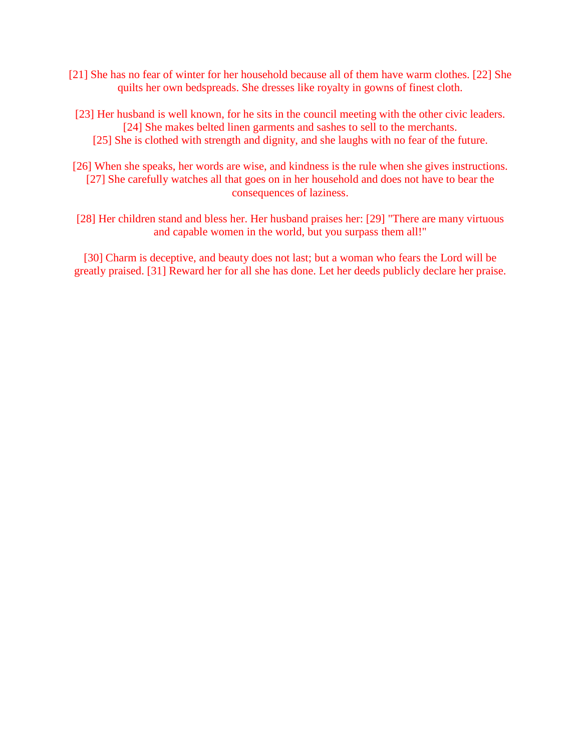[21] She has no fear of winter for her household because all of them have warm clothes. [22] She quilts her own bedspreads. She dresses like royalty in gowns of finest cloth.

[23] Her husband is well known, for he sits in the council meeting with the other civic leaders. [24] She makes belted linen garments and sashes to sell to the merchants. [25] She is clothed with strength and dignity, and she laughs with no fear of the future.

[26] When she speaks, her words are wise, and kindness is the rule when she gives instructions. [27] She carefully watches all that goes on in her household and does not have to bear the consequences of laziness.

[28] Her children stand and bless her. Her husband praises her: [29] "There are many virtuous and capable women in the world, but you surpass them all!"

[30] Charm is deceptive, and beauty does not last; but a woman who fears the Lord will be greatly praised. [31] Reward her for all she has done. Let her deeds publicly declare her praise.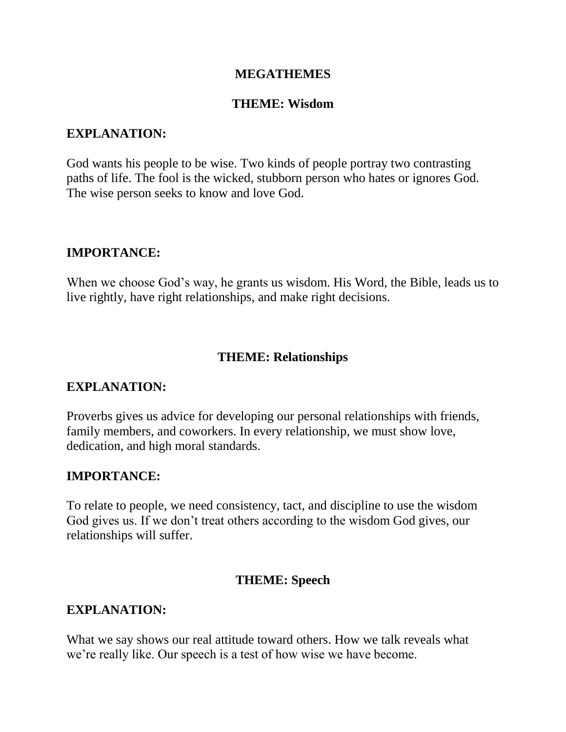## MEGATHEMES

### THEME: Wisdom

**EXPLANATION:**

God wants his people to be wise. Two kinds of people portray two contrasting paths of life. The fool is the wicked, stubborn person who hates or ignores God. The wise person seeks to know and love God.

**IMPORTANCE:**

When we choose God’s way, he grants us wisdom. His Word, the Bible, leads us to live rightly, have right relationships, and make right decisions.

### THEME: Relationships

**EXPLANATION:**

Proverbs gives us advice for developing our personal relationships with friends, family members, and coworkers. In every relationship, we must show love, dedication, and high moral standards.

**IMPORTANCE:**

To relate to people, we need consistency, tact, and discipline to use the wisdom God gives us. If we don’t treat others according to the wisdom God gives, our relationships will suffer.

### THEME: Speech

**EXPLANATION:**

What we say shows our real attitude toward others. How we talk reveals what we’re really like. Our speech is a test of how wise we have become.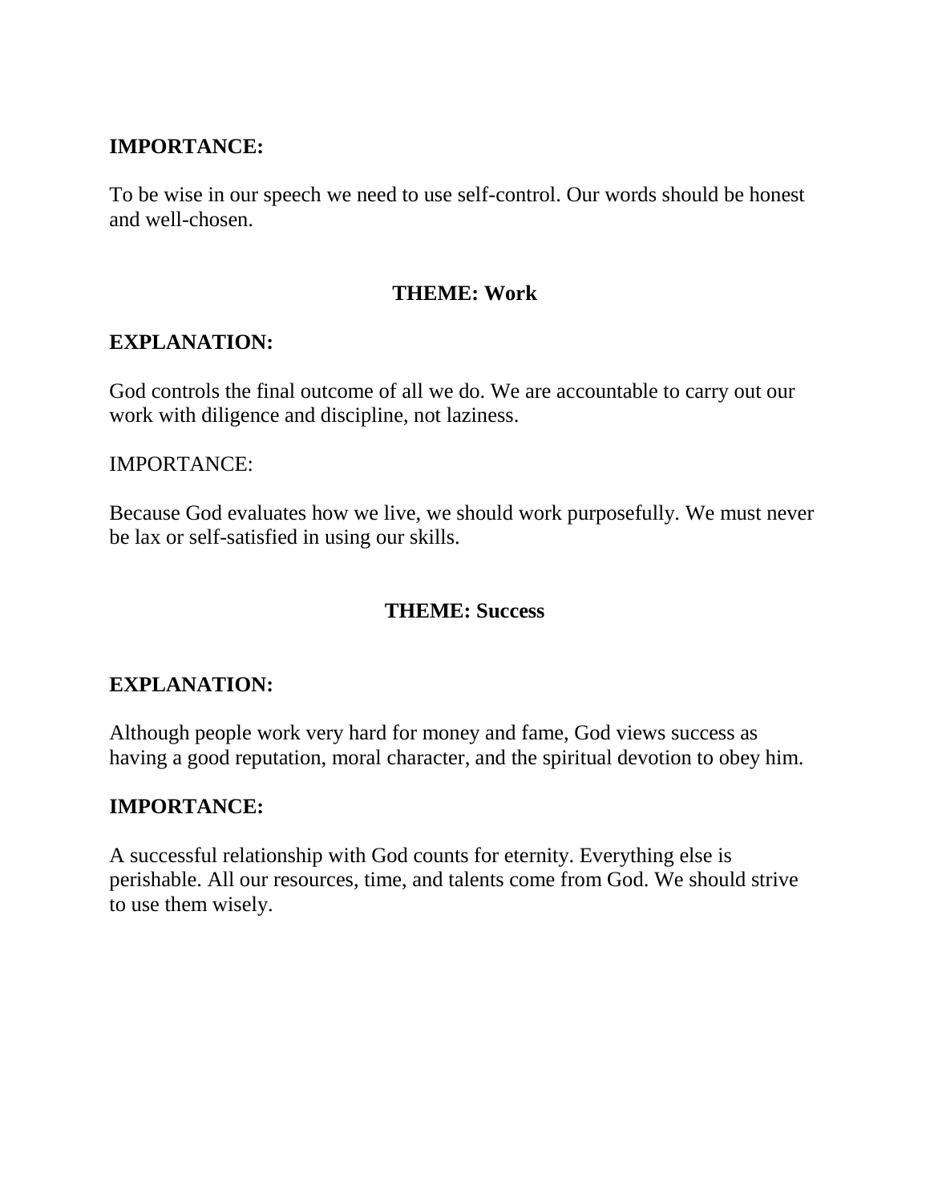**IMPORTANCE:**

To be wise in our speech we need to use self-control. Our words should be honest and well-chosen.

## THEME: Work

**EXPLANATION:**

God controls the final outcome of all we do. We are accountable to carry out our work with diligence and discipline, not laziness.

IMPORTANCE:

Because God evaluates how we live, we should work purposefully. We must never be lax or self-satisfied in using our skills.

## THEME: Success

**EXPLANATION:**

Although people work very hard for money and fame, God views success as having a good reputation, moral character, and the spiritual devotion to obey him.

**IMPORTANCE:**

A successful relationship with God counts for eternity. Everything else is perishable. All our resources, time, and talents come from God. We should strive to use them wisely.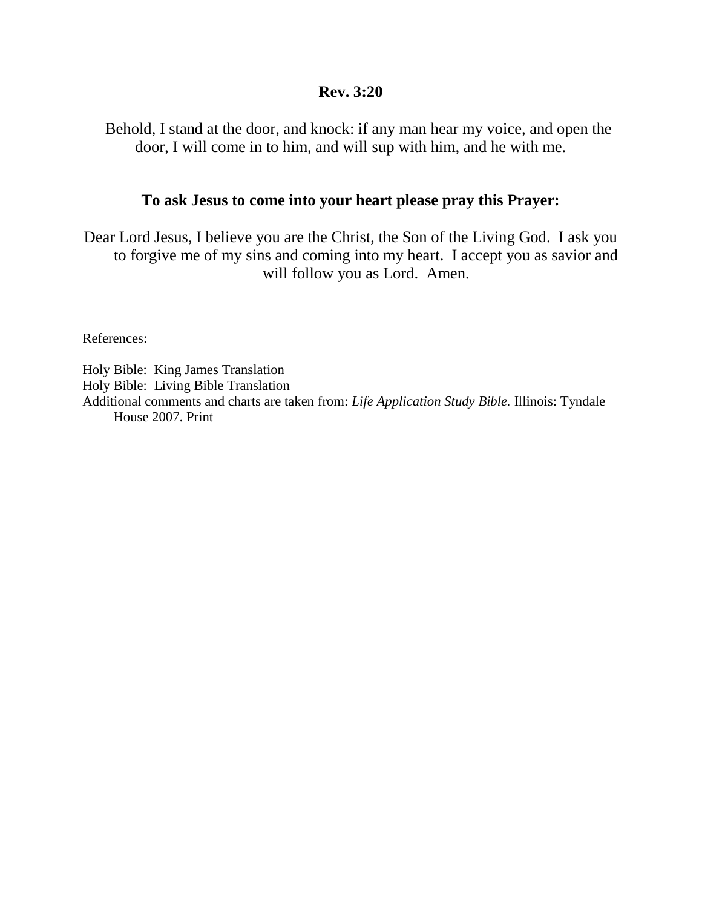**Rev. 3:20**

Behold, I stand at the door, and knock: if any man hear my voice, and open the door, I will come in to him, and will sup with him, and he with me.

**To ask Jesus to come into your heart please pray this Prayer:**

Dear Lord Jesus, I believe you are the Christ, the Son of the Living God. I ask you to forgive me of my sins and coming into my heart. I accept you as savior and will follow you as Lord. Amen.

References:

Holy Bible: King James Translation
Holy Bible: Living Bible Translation
Additional comments and charts are taken from: *Life Application Study Bible.* Illinois: Tyndale House 2007. Print